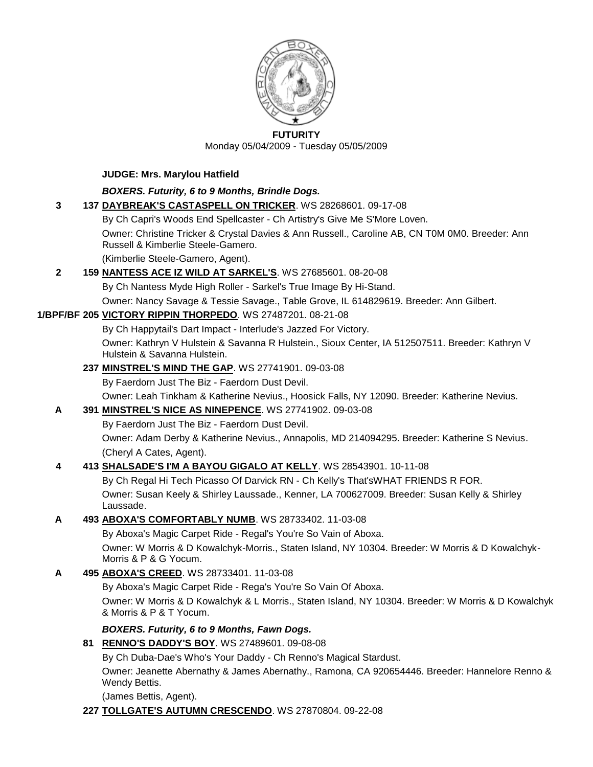**FUTURITY**

Monday 05/04/2009 - Tuesday 05/05/2009

**JUDGE: Mrs. Marylou Hatfield**

***BOXERS. Futurity, 6 to 9 Months, Brindle Dogs.***

**3** **137 DAYBREAK'S CASTASPELL ON TRICKER**. WS 28268601. 09-17-08
By Ch Capri's Woods End Spellcaster - Ch Artistry's Give Me S'More Loven.
Owner: Christine Tricker & Crystal Davies & Ann Russell., Caroline AB, CN T0M 0M0. Breeder: Ann Russell & Kimberlie Steele-Gamero.
(Kimberlie Steele-Gamero, Agent).

**2** **159 NANTESS ACE IZ WILD AT SARKEL'S**. WS 27685601. 08-20-08
By Ch Nantess Myde High Roller - Sarkel's True Image By Hi-Stand.
Owner: Nancy Savage & Tessie Savage., Table Grove, IL 614829619. Breeder: Ann Gilbert.

**1/BPF/BF** **205 VICTORY RIPPIN THORPEDO**. WS 27487201. 08-21-08
By Ch Happytail's Dart Impact - Interlude's Jazzed For Victory.
Owner: Kathryn V Hulstein & Savanna R Hulstein., Sioux Center, IA 512507511. Breeder: Kathryn V Hulstein & Savanna Hulstein.

**237 MINSTREL'S MIND THE GAP**. WS 27741901. 09-03-08
By Faerdorn Just The Biz - Faerdorn Dust Devil.
Owner: Leah Tinkham & Katherine Nevius., Hoosick Falls, NY 12090. Breeder: Katherine Nevius.

**A** **391 MINSTREL'S NICE AS NINEPENCE**. WS 27741902. 09-03-08
By Faerdorn Just The Biz - Faerdorn Dust Devil.
Owner: Adam Derby & Katherine Nevius., Annapolis, MD 214094295. Breeder: Katherine S Nevius.
(Cheryl A Cates, Agent).

**4** **413 SHALSADE'S I'M A BAYOU GIGALO AT KELLY**. WS 28543901. 10-11-08
By Ch Regal Hi Tech Picasso Of Darvick RN - Ch Kelly's That'sWHAT FRIENDS R FOR.
Owner: Susan Keely & Shirley Laussade., Kenner, LA 700627009. Breeder: Susan Kelly & Shirley Laussade.

**A** **493 ABOXA'S COMFORTABLY NUMB**. WS 28733402. 11-03-08
By Aboxa's Magic Carpet Ride - Regal's You're So Vain of Aboxa.
Owner: W Morris & D Kowalchyk-Morris., Staten Island, NY 10304. Breeder: W Morris & D Kowalchyk-Morris & P & G Yocum.

**A** **495 ABOXA'S CREED**. WS 28733401. 11-03-08
By Aboxa's Magic Carpet Ride - Rega's You're So Vain Of Aboxa.
Owner: W Morris & D Kowalchyk & L Morris., Staten Island, NY 10304. Breeder: W Morris & D Kowalchyk & Morris & P & T Yocum.

***BOXERS. Futurity, 6 to 9 Months, Fawn Dogs.***

**81 RENNO'S DADDY'S BOY**. WS 27489601. 09-08-08
By Ch Duba-Dae's Who's Your Daddy - Ch Renno's Magical Stardust.
Owner: Jeanette Abernathy & James Abernathy., Ramona, CA 920654446. Breeder: Hannelore Renno & Wendy Bettis.
(James Bettis, Agent).

**227 TOLLGATE'S AUTUMN CRESCENDO**. WS 27870804. 09-22-08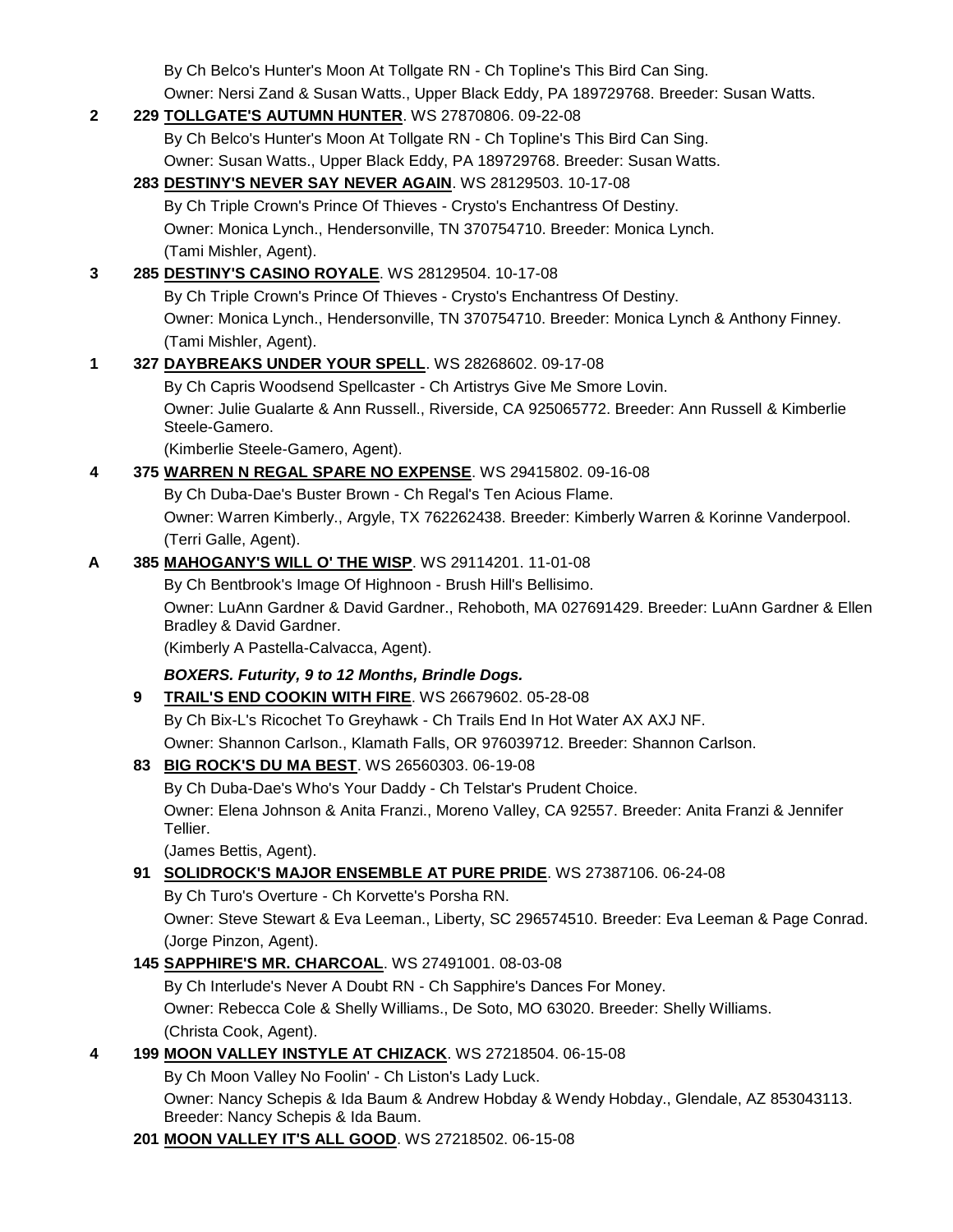By Ch Belco's Hunter's Moon At Tollgate RN - Ch Topline's This Bird Can Sing.
Owner: Nersi Zand & Susan Watts., Upper Black Eddy, PA 189729768. Breeder: Susan Watts.

**2** 229 **TOLLGATE'S AUTUMN HUNTER**. WS 27870806. 09-22-08
By Ch Belco's Hunter's Moon At Tollgate RN - Ch Topline's This Bird Can Sing.
Owner: Susan Watts., Upper Black Eddy, PA 189729768. Breeder: Susan Watts.

283 **DESTINY'S NEVER SAY NEVER AGAIN**. WS 28129503. 10-17-08
By Ch Triple Crown's Prince Of Thieves - Crysto's Enchantress Of Destiny.
Owner: Monica Lynch., Hendersonville, TN 370754710. Breeder: Monica Lynch.
(Tami Mishler, Agent).

**3** 285 **DESTINY'S CASINO ROYALE**. WS 28129504. 10-17-08
By Ch Triple Crown's Prince Of Thieves - Crysto's Enchantress Of Destiny.
Owner: Monica Lynch., Hendersonville, TN 370754710. Breeder: Monica Lynch & Anthony Finney.
(Tami Mishler, Agent).

**1** 327 **DAYBREAKS UNDER YOUR SPELL**. WS 28268602. 09-17-08
By Ch Capris Woodsend Spellcaster - Ch Artistrys Give Me Smore Lovin.
Owner: Julie Gualarte & Ann Russell., Riverside, CA 925065772. Breeder: Ann Russell & Kimberlie Steele-Gamero.
(Kimberlie Steele-Gamero, Agent).

**4** 375 **WARREN N REGAL SPARE NO EXPENSE**. WS 29415802. 09-16-08
By Ch Duba-Dae's Buster Brown - Ch Regal's Ten Acious Flame.
Owner: Warren Kimberly., Argyle, TX 762262438. Breeder: Kimberly Warren & Korinne Vanderpool.
(Terri Galle, Agent).

**A** 385 **MAHOGANY'S WILL O' THE WISP**. WS 29114201. 11-01-08
By Ch Bentbrook's Image Of Highnoon - Brush Hill's Bellisimo.
Owner: LuAnn Gardner & David Gardner., Rehoboth, MA 027691429. Breeder: LuAnn Gardner & Ellen Bradley & David Gardner.
(Kimberly A Pastella-Calvacca, Agent).

***BOXERS. Futurity, 9 to 12 Months, Brindle Dogs.***

9 **TRAIL'S END COOKIN WITH FIRE**. WS 26679602. 05-28-08
By Ch Bix-L's Ricochet To Greyhawk - Ch Trails End In Hot Water AX AXJ NF.
Owner: Shannon Carlson., Klamath Falls, OR 976039712. Breeder: Shannon Carlson.

83 **BIG ROCK'S DU MA BEST**. WS 26560303. 06-19-08
By Ch Duba-Dae's Who's Your Daddy - Ch Telstar's Prudent Choice.
Owner: Elena Johnson & Anita Franzi., Moreno Valley, CA 92557. Breeder: Anita Franzi & Jennifer Tellier.
(James Bettis, Agent).

91 **SOLIDROCK'S MAJOR ENSEMBLE AT PURE PRIDE**. WS 27387106. 06-24-08
By Ch Turo's Overture - Ch Korvette's Porsha RN.
Owner: Steve Stewart & Eva Leeman., Liberty, SC 296574510. Breeder: Eva Leeman & Page Conrad.
(Jorge Pinzon, Agent).

145 **SAPPHIRE'S MR. CHARCOAL**. WS 27491001. 08-03-08
By Ch Interlude's Never A Doubt RN - Ch Sapphire's Dances For Money.
Owner: Rebecca Cole & Shelly Williams., De Soto, MO 63020. Breeder: Shelly Williams.
(Christa Cook, Agent).

**4** 199 **MOON VALLEY INSTYLE AT CHIZACK**. WS 27218504. 06-15-08
By Ch Moon Valley No Foolin' - Ch Liston's Lady Luck.
Owner: Nancy Schepis & Ida Baum & Andrew Hobday & Wendy Hobday., Glendale, AZ 853043113. Breeder: Nancy Schepis & Ida Baum.

201 **MOON VALLEY IT'S ALL GOOD**. WS 27218502. 06-15-08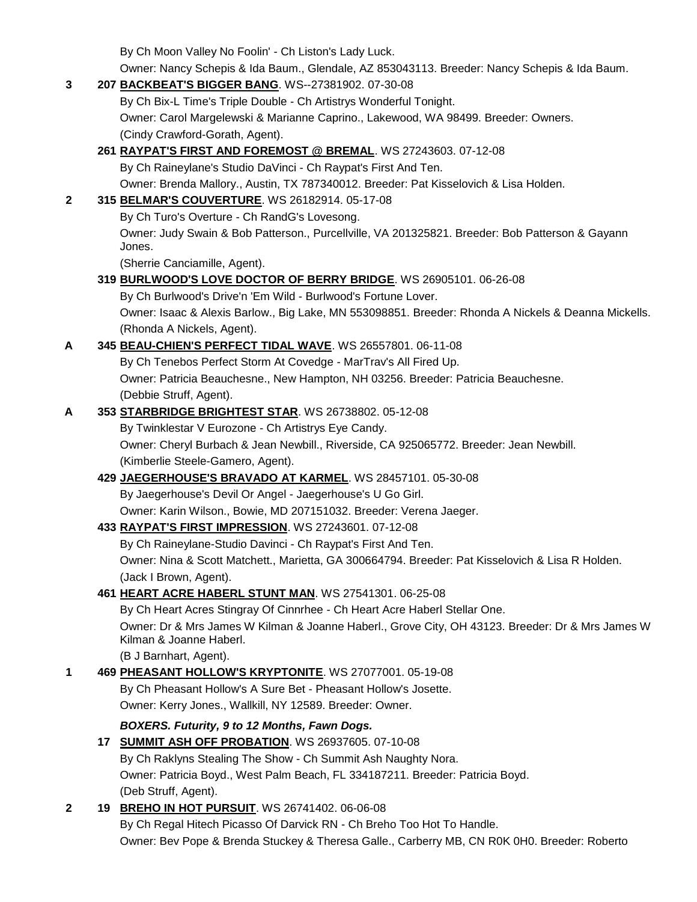By Ch Moon Valley No Foolin' - Ch Liston's Lady Luck.
Owner: Nancy Schepis & Ida Baum., Glendale, AZ 853043113. Breeder: Nancy Schepis & Ida Baum.

**3** 207 **BACKBEAT'S BIGGER BANG**. WS--27381902. 07-30-08
By Ch Bix-L Time's Triple Double - Ch Artistrys Wonderful Tonight.
Owner: Carol Margelewski & Marianne Caprino., Lakewood, WA 98499. Breeder: Owners.
(Cindy Crawford-Gorath, Agent).

261 **RAYPAT'S FIRST AND FOREMOST @ BREMAL**. WS 27243603. 07-12-08
By Ch Raineylane's Studio DaVinci - Ch Raypat's First And Ten.
Owner: Brenda Mallory., Austin, TX 787340012. Breeder: Pat Kisselovich & Lisa Holden.

**2** 315 **BELMAR'S COUVERTURE**. WS 26182914. 05-17-08
By Ch Turo's Overture - Ch RandG's Lovesong.
Owner: Judy Swain & Bob Patterson., Purcellville, VA 201325821. Breeder: Bob Patterson & Gayann Jones.
(Sherrie Canciamille, Agent).

319 **BURLWOOD'S LOVE DOCTOR OF BERRY BRIDGE**. WS 26905101. 06-26-08
By Ch Burlwood's Drive'n 'Em Wild - Burlwood's Fortune Lover.
Owner: Isaac & Alexis Barlow., Big Lake, MN 553098851. Breeder: Rhonda A Nickels & Deanna Mickells.
(Rhonda A Nickels, Agent).

**A** 345 **BEAU-CHIEN'S PERFECT TIDAL WAVE**. WS 26557801. 06-11-08
By Ch Tenebos Perfect Storm At Covedge - MarTrav's All Fired Up.
Owner: Patricia Beauchesne., New Hampton, NH 03256. Breeder: Patricia Beauchesne.
(Debbie Struff, Agent).

**A** 353 **STARBRIDGE BRIGHTEST STAR**. WS 26738802. 05-12-08
By Twinklestar V Eurozone - Ch Artistrys Eye Candy.
Owner: Cheryl Burbach & Jean Newbill., Riverside, CA 925065772. Breeder: Jean Newbill.
(Kimberlie Steele-Gamero, Agent).

429 **JAEGERHOUSE'S BRAVADO AT KARMEL**. WS 28457101. 05-30-08
By Jaegerhouse's Devil Or Angel - Jaegerhouse's U Go Girl.
Owner: Karin Wilson., Bowie, MD 207151032. Breeder: Verena Jaeger.

433 **RAYPAT'S FIRST IMPRESSION**. WS 27243601. 07-12-08
By Ch Raineylane-Studio Davinci - Ch Raypat's First And Ten.
Owner: Nina & Scott Matchett., Marietta, GA 300664794. Breeder: Pat Kisselovich & Lisa R Holden.
(Jack I Brown, Agent).

461 **HEART ACRE HABERL STUNT MAN**. WS 27541301. 06-25-08
By Ch Heart Acres Stingray Of Cinnrhee - Ch Heart Acre Haberl Stellar One.
Owner: Dr & Mrs James W Kilman & Joanne Haberl., Grove City, OH 43123. Breeder: Dr & Mrs James W Kilman & Joanne Haberl.
(B J Barnhart, Agent).

**1** 469 **PHEASANT HOLLOW'S KRYPTONITE**. WS 27077001. 05-19-08
By Ch Pheasant Hollow's A Sure Bet - Pheasant Hollow's Josette.
Owner: Kerry Jones., Wallkill, NY 12589. Breeder: Owner.

***BOXERS. Futurity, 9 to 12 Months, Fawn Dogs.***

17 **SUMMIT ASH OFF PROBATION**. WS 26937605. 07-10-08
By Ch Raklyns Stealing The Show - Ch Summit Ash Naughty Nora.
Owner: Patricia Boyd., West Palm Beach, FL 334187211. Breeder: Patricia Boyd.
(Deb Struff, Agent).

**2** 19 **BREHO IN HOT PURSUIT**. WS 26741402. 06-06-08
By Ch Regal Hitech Picasso Of Darvick RN - Ch Breho Too Hot To Handle.
Owner: Bev Pope & Brenda Stuckey & Theresa Galle., Carberry MB, CN R0K 0H0. Breeder: Roberto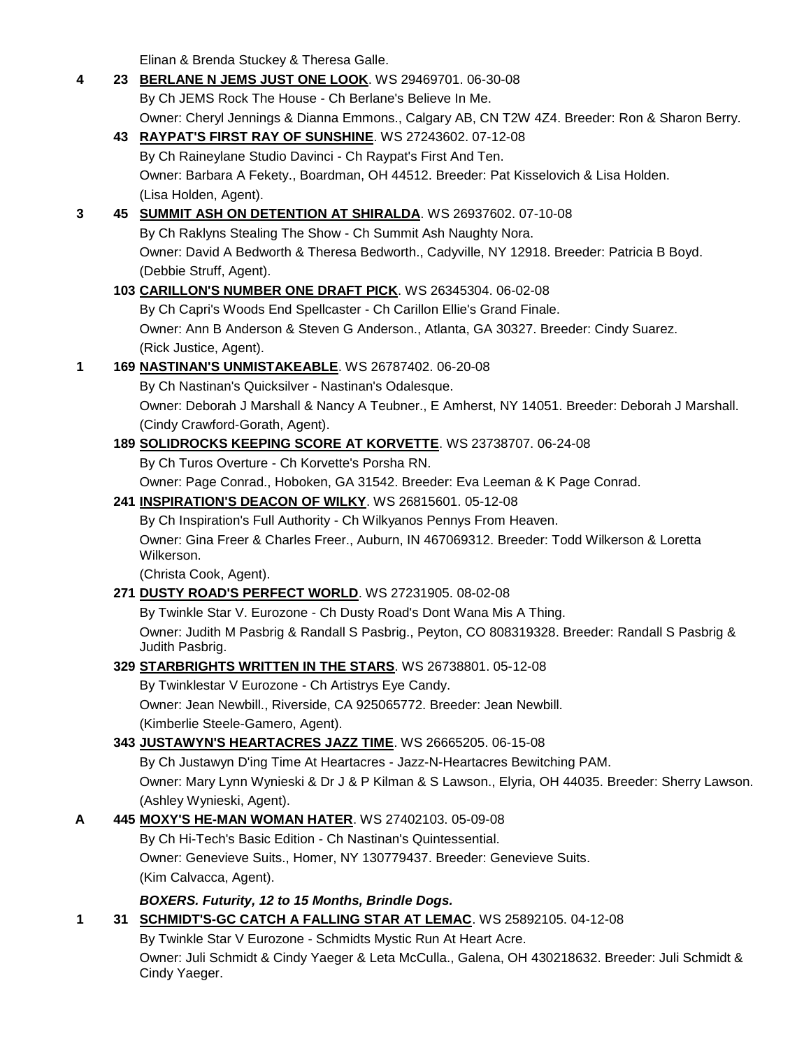Elinan & Brenda Stuckey & Theresa Galle.

**4** 23 **BERLANE N JEMS JUST ONE LOOK**. WS 29469701. 06-30-08
By Ch JEMS Rock The House - Ch Berlane's Believe In Me.
Owner: Cheryl Jennings & Dianna Emmons., Calgary AB, CN T2W 4Z4. Breeder: Ron & Sharon Berry.

43 **RAYPAT'S FIRST RAY OF SUNSHINE**. WS 27243602. 07-12-08
By Ch Raineylane Studio Davinci - Ch Raypat's First And Ten.
Owner: Barbara A Fekety., Boardman, OH 44512. Breeder: Pat Kisselovich & Lisa Holden.
(Lisa Holden, Agent).

**3** 45 **SUMMIT ASH ON DETENTION AT SHIRALDA**. WS 26937602. 07-10-08
By Ch Raklyns Stealing The Show - Ch Summit Ash Naughty Nora.
Owner: David A Bedworth & Theresa Bedworth., Cadyville, NY 12918. Breeder: Patricia B Boyd.
(Debbie Struff, Agent).

103 **CARILLON'S NUMBER ONE DRAFT PICK**. WS 26345304. 06-02-08
By Ch Capri's Woods End Spellcaster - Ch Carillon Ellie's Grand Finale.
Owner: Ann B Anderson & Steven G Anderson., Atlanta, GA 30327. Breeder: Cindy Suarez.
(Rick Justice, Agent).

**1** 169 **NASTINAN'S UNMISTAKEABLE**. WS 26787402. 06-20-08
By Ch Nastinan's Quicksilver - Nastinan's Odalesque.
Owner: Deborah J Marshall & Nancy A Teubner., E Amherst, NY 14051. Breeder: Deborah J Marshall.
(Cindy Crawford-Gorath, Agent).

189 **SOLIDROCKS KEEPING SCORE AT KORVETTE**. WS 23738707. 06-24-08
By Ch Turos Overture - Ch Korvette's Porsha RN.
Owner: Page Conrad., Hoboken, GA 31542. Breeder: Eva Leeman & K Page Conrad.

241 **INSPIRATION'S DEACON OF WILKY**. WS 26815601. 05-12-08
By Ch Inspiration's Full Authority - Ch Wilkyanos Pennys From Heaven.
Owner: Gina Freer & Charles Freer., Auburn, IN 467069312. Breeder: Todd Wilkerson & Loretta Wilkerson.
(Christa Cook, Agent).

271 **DUSTY ROAD'S PERFECT WORLD**. WS 27231905. 08-02-08
By Twinkle Star V. Eurozone - Ch Dusty Road's Dont Wana Mis A Thing.
Owner: Judith M Pasbrig & Randall S Pasbrig., Peyton, CO 808319328. Breeder: Randall S Pasbrig & Judith Pasbrig.

329 **STARBRIGHTS WRITTEN IN THE STARS**. WS 26738801. 05-12-08
By Twinklestar V Eurozone - Ch Artistrys Eye Candy.
Owner: Jean Newbill., Riverside, CA 925065772. Breeder: Jean Newbill.
(Kimberlie Steele-Gamero, Agent).

343 **JUSTAWYN'S HEARTACRES JAZZ TIME**. WS 26665205. 06-15-08
By Ch Justawyn D'ing Time At Heartacres - Jazz-N-Heartacres Bewitching PAM.
Owner: Mary Lynn Wynieski & Dr J & P Kilman & S Lawson., Elyria, OH 44035. Breeder: Sherry Lawson.
(Ashley Wynieski, Agent).

**A** 445 **MOXY'S HE-MAN WOMAN HATER**. WS 27402103. 05-09-08
By Ch Hi-Tech's Basic Edition - Ch Nastinan's Quintessential.
Owner: Genevieve Suits., Homer, NY 130779437. Breeder: Genevieve Suits.
(Kim Calvacca, Agent).

***BOXERS. Futurity, 12 to 15 Months, Brindle Dogs.***

**1** 31 **SCHMIDT'S-GC CATCH A FALLING STAR AT LEMAC**. WS 25892105. 04-12-08
By Twinkle Star V Eurozone - Schmidts Mystic Run At Heart Acre.
Owner: Juli Schmidt & Cindy Yaeger & Leta McCulla., Galena, OH 430218632. Breeder: Juli Schmidt & Cindy Yaeger.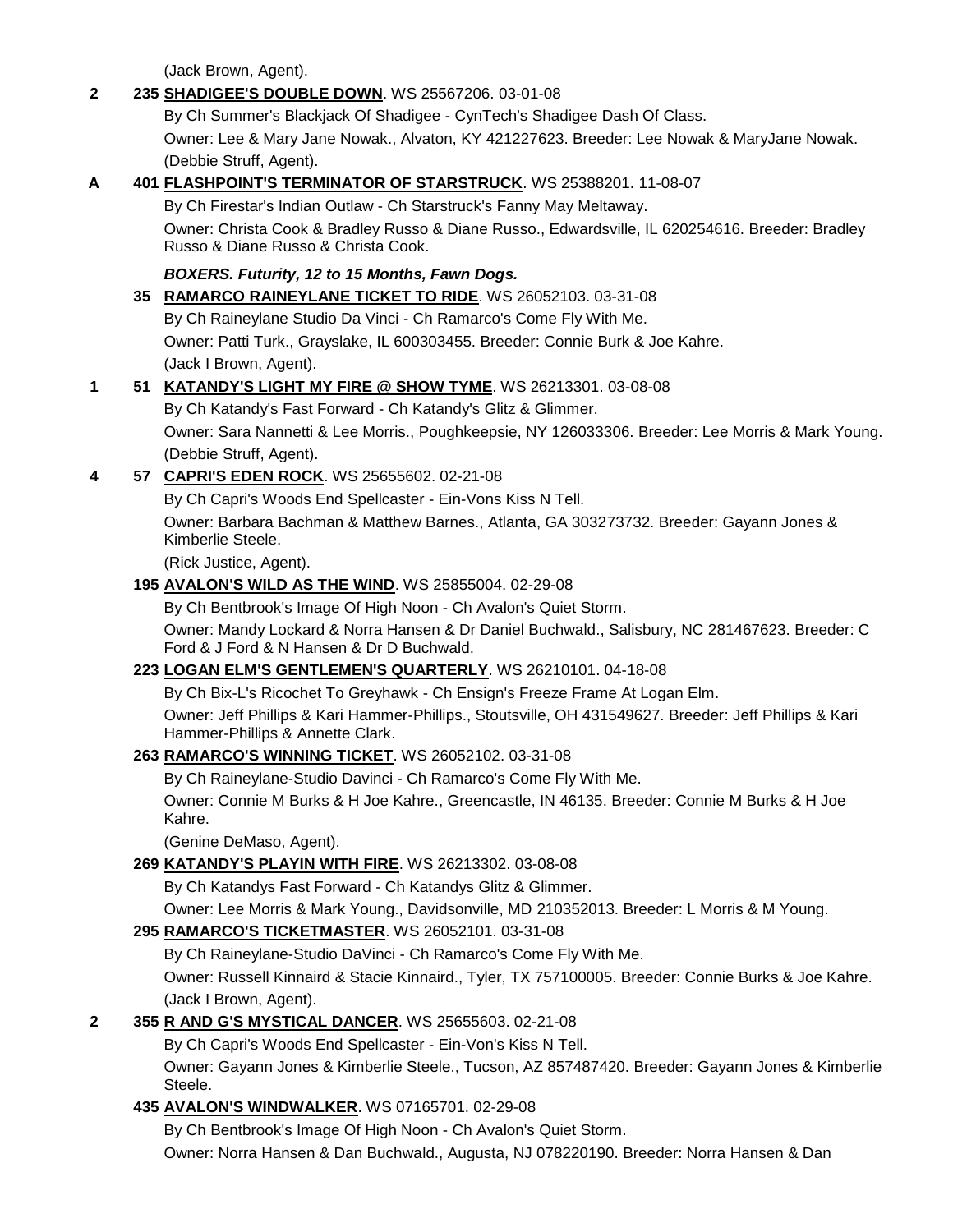(Jack Brown, Agent).

**2** 235 **SHADIGEE'S DOUBLE DOWN**. WS 25567206. 03-01-08

By Ch Summer's Blackjack Of Shadigee - CynTech's Shadigee Dash Of Class.

Owner: Lee & Mary Jane Nowak., Alvaton, KY 421227623. Breeder: Lee Nowak & MaryJane Nowak.

(Debbie Struff, Agent).

**A** 401 **FLASHPOINT'S TERMINATOR OF STARSTRUCK**. WS 25388201. 11-08-07

By Ch Firestar's Indian Outlaw - Ch Starstruck's Fanny May Meltaway.

Owner: Christa Cook & Bradley Russo & Diane Russo., Edwardsville, IL 620254616. Breeder: Bradley Russo & Diane Russo & Christa Cook.

***BOXERS. Futurity, 12 to 15 Months, Fawn Dogs.***

35 **RAMARCO RAINEYLANE TICKET TO RIDE**. WS 26052103. 03-31-08

By Ch Raineylane Studio Da Vinci - Ch Ramarco's Come Fly With Me.

Owner: Patti Turk., Grayslake, IL 600303455. Breeder: Connie Burk & Joe Kahre.

(Jack I Brown, Agent).

**1** 51 **KATANDY'S LIGHT MY FIRE @ SHOW TYME**. WS 26213301. 03-08-08

By Ch Katandy's Fast Forward - Ch Katandy's Glitz & Glimmer.

Owner: Sara Nannetti & Lee Morris., Poughkeepsie, NY 126033306. Breeder: Lee Morris & Mark Young.

(Debbie Struff, Agent).

**4** 57 **CAPRI'S EDEN ROCK**. WS 25655602. 02-21-08

By Ch Capri's Woods End Spellcaster - Ein-Vons Kiss N Tell.

Owner: Barbara Bachman & Matthew Barnes., Atlanta, GA 303273732. Breeder: Gayann Jones & Kimberlie Steele.

(Rick Justice, Agent).

195 **AVALON'S WILD AS THE WIND**. WS 25855004. 02-29-08

By Ch Bentbrook's Image Of High Noon - Ch Avalon's Quiet Storm.

Owner: Mandy Lockard & Norra Hansen & Dr Daniel Buchwald., Salisbury, NC 281467623. Breeder: C Ford & J Ford & N Hansen & Dr D Buchwald.

223 **LOGAN ELM'S GENTLEMEN'S QUARTERLY**. WS 26210101. 04-18-08

By Ch Bix-L's Ricochet To Greyhawk - Ch Ensign's Freeze Frame At Logan Elm.

Owner: Jeff Phillips & Kari Hammer-Phillips., Stoutsville, OH 431549627. Breeder: Jeff Phillips & Kari Hammer-Phillips & Annette Clark.

263 **RAMARCO'S WINNING TICKET**. WS 26052102. 03-31-08

By Ch Raineylane-Studio Davinci - Ch Ramarco's Come Fly With Me.

Owner: Connie M Burks & H Joe Kahre., Greencastle, IN 46135. Breeder: Connie M Burks & H Joe Kahre.

(Genine DeMaso, Agent).

269 **KATANDY'S PLAYIN WITH FIRE**. WS 26213302. 03-08-08

By Ch Katandys Fast Forward - Ch Katandys Glitz & Glimmer.

Owner: Lee Morris & Mark Young., Davidsonville, MD 210352013. Breeder: L Morris & M Young.

295 **RAMARCO'S TICKETMASTER**. WS 26052101. 03-31-08

By Ch Raineylane-Studio DaVinci - Ch Ramarco's Come Fly With Me.

Owner: Russell Kinnaird & Stacie Kinnaird., Tyler, TX 757100005. Breeder: Connie Burks & Joe Kahre.

(Jack I Brown, Agent).

**2** 355 **R AND G'S MYSTICAL DANCER**. WS 25655603. 02-21-08

By Ch Capri's Woods End Spellcaster - Ein-Von's Kiss N Tell.

Owner: Gayann Jones & Kimberlie Steele., Tucson, AZ 857487420. Breeder: Gayann Jones & Kimberlie Steele.

435 **AVALON'S WINDWALKER**. WS 07165701. 02-29-08

By Ch Bentbrook's Image Of High Noon - Ch Avalon's Quiet Storm.

Owner: Norra Hansen & Dan Buchwald., Augusta, NJ 078220190. Breeder: Norra Hansen & Dan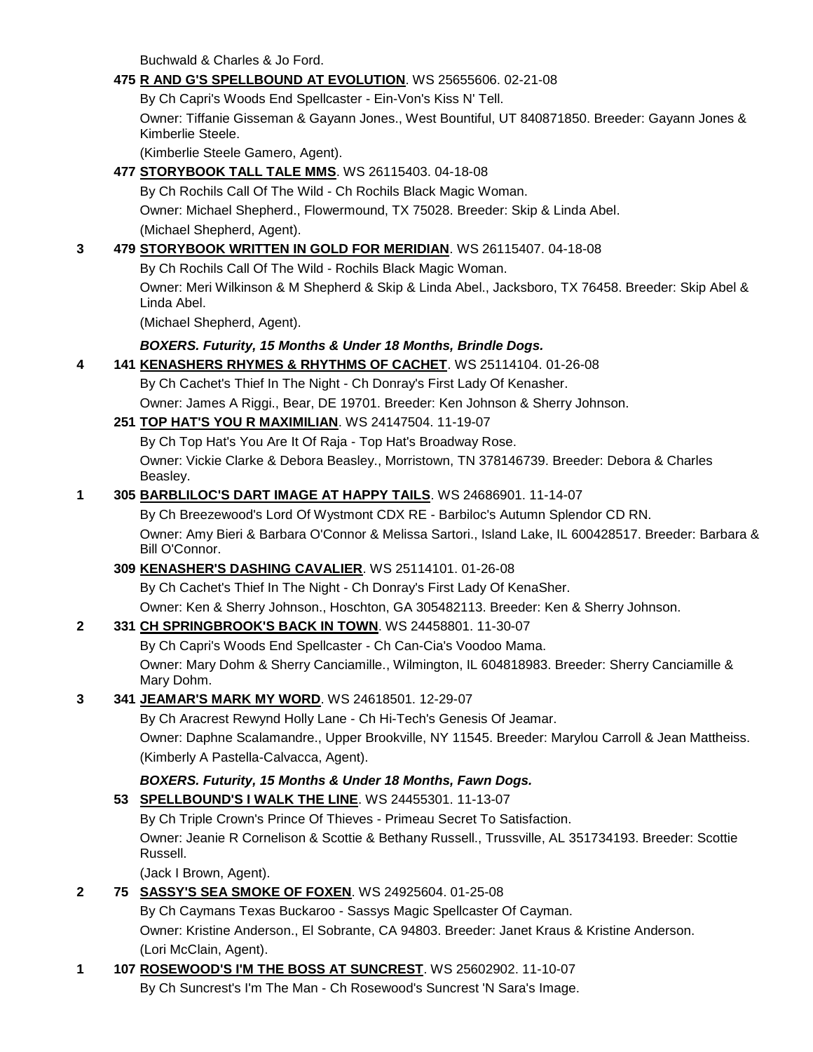Buchwald & Charles & Jo Ford.

**475 R AND G'S SPELLBOUND AT EVOLUTION**. WS 25655606. 02-21-08

By Ch Capri's Woods End Spellcaster - Ein-Von's Kiss N' Tell.

Owner: Tiffanie Gisseman & Gayann Jones., West Bountiful, UT 840871850. Breeder: Gayann Jones & Kimberlie Steele.

(Kimberlie Steele Gamero, Agent).

**477 STORYBOOK TALL TALE MMS**. WS 26115403. 04-18-08

By Ch Rochils Call Of The Wild - Ch Rochils Black Magic Woman.

Owner: Michael Shepherd., Flowermound, TX 75028. Breeder: Skip & Linda Abel.

(Michael Shepherd, Agent).

**3 479 STORYBOOK WRITTEN IN GOLD FOR MERIDIAN**. WS 26115407. 04-18-08

By Ch Rochils Call Of The Wild - Rochils Black Magic Woman.

Owner: Meri Wilkinson & M Shepherd & Skip & Linda Abel., Jacksboro, TX 76458. Breeder: Skip Abel & Linda Abel.

(Michael Shepherd, Agent).

***BOXERS. Futurity, 15 Months & Under 18 Months, Brindle Dogs.***

**4 141 KENASHERS RHYMES & RHYTHMS OF CACHET**. WS 25114104. 01-26-08

By Ch Cachet's Thief In The Night - Ch Donray's First Lady Of Kenasher.

Owner: James A Riggi., Bear, DE 19701. Breeder: Ken Johnson & Sherry Johnson.

**251 TOP HAT'S YOU R MAXIMILIAN**. WS 24147504. 11-19-07

By Ch Top Hat's You Are It Of Raja - Top Hat's Broadway Rose.

Owner: Vickie Clarke & Debora Beasley., Morristown, TN 378146739. Breeder: Debora & Charles Beasley.

**1 305 BARBLILOC'S DART IMAGE AT HAPPY TAILS**. WS 24686901. 11-14-07

By Ch Breezewood's Lord Of Wystmont CDX RE - Barbiloc's Autumn Splendor CD RN.

Owner: Amy Bieri & Barbara O'Connor & Melissa Sartori., Island Lake, IL 600428517. Breeder: Barbara & Bill O'Connor.

**309 KENASHER'S DASHING CAVALIER**. WS 25114101. 01-26-08

By Ch Cachet's Thief In The Night - Ch Donray's First Lady Of KenaSher.

Owner: Ken & Sherry Johnson., Hoschton, GA 305482113. Breeder: Ken & Sherry Johnson.

**2 331 CH SPRINGBROOK'S BACK IN TOWN**. WS 24458801. 11-30-07

By Ch Capri's Woods End Spellcaster - Ch Can-Cia's Voodoo Mama.

Owner: Mary Dohm & Sherry Canciamille., Wilmington, IL 604818983. Breeder: Sherry Canciamille & Mary Dohm.

**3 341 JEAMAR'S MARK MY WORD**. WS 24618501. 12-29-07

By Ch Aracrest Rewynd Holly Lane - Ch Hi-Tech's Genesis Of Jeamar.

Owner: Daphne Scalamandre., Upper Brookville, NY 11545. Breeder: Marylou Carroll & Jean Mattheiss.

(Kimberly A Pastella-Calvacca, Agent).

***BOXERS. Futurity, 15 Months & Under 18 Months, Fawn Dogs.***

**53 SPELLBOUND'S I WALK THE LINE**. WS 24455301. 11-13-07

By Ch Triple Crown's Prince Of Thieves - Primeau Secret To Satisfaction.

Owner: Jeanie R Cornelison & Scottie & Bethany Russell., Trussville, AL 351734193. Breeder: Scottie Russell.

(Jack I Brown, Agent).

**2 75 SASSY'S SEA SMOKE OF FOXEN**. WS 24925604. 01-25-08

By Ch Caymans Texas Buckaroo - Sassys Magic Spellcaster Of Cayman.

Owner: Kristine Anderson., El Sobrante, CA 94803. Breeder: Janet Kraus & Kristine Anderson.

(Lori McClain, Agent).

**1 107 ROSEWOOD'S I'M THE BOSS AT SUNCREST**. WS 25602902. 11-10-07

By Ch Suncrest's I'm The Man - Ch Rosewood's Suncrest 'N Sara's Image.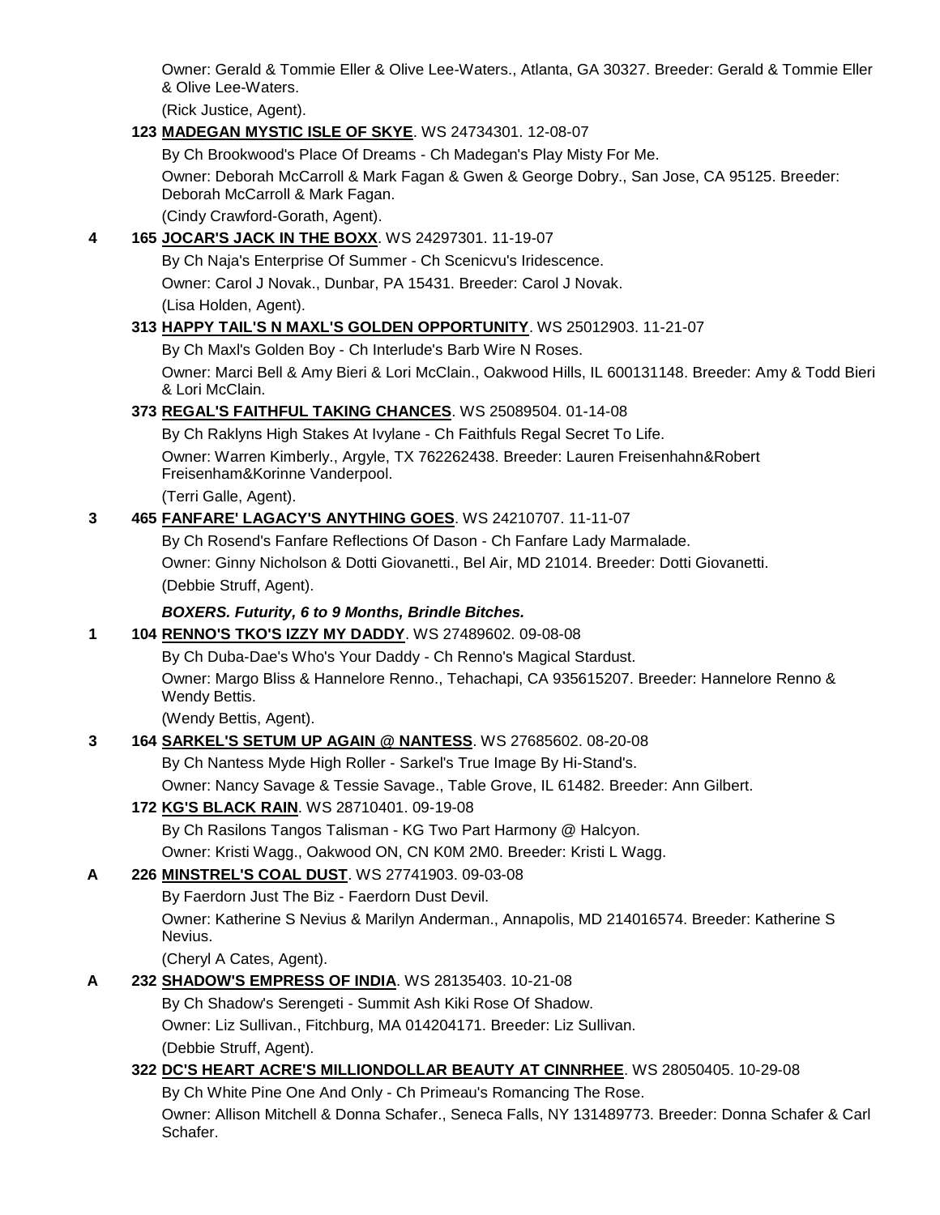Owner: Gerald & Tommie Eller & Olive Lee-Waters., Atlanta, GA 30327. Breeder: Gerald & Tommie Eller & Olive Lee-Waters.

(Rick Justice, Agent).

**123 MADEGAN MYSTIC ISLE OF SKYE**. WS 24734301. 12-08-07

By Ch Brookwood's Place Of Dreams - Ch Madegan's Play Misty For Me.

Owner: Deborah McCarroll & Mark Fagan & Gwen & George Dobry., San Jose, CA 95125. Breeder: Deborah McCarroll & Mark Fagan.

(Cindy Crawford-Gorath, Agent).

**4 165 JOCAR'S JACK IN THE BOXX**. WS 24297301. 11-19-07

By Ch Naja's Enterprise Of Summer - Ch Scenicvu's Iridescence.

Owner: Carol J Novak., Dunbar, PA 15431. Breeder: Carol J Novak.

(Lisa Holden, Agent).

**313 HAPPY TAIL'S N MAXL'S GOLDEN OPPORTUNITY**. WS 25012903. 11-21-07

By Ch Maxl's Golden Boy - Ch Interlude's Barb Wire N Roses.

Owner: Marci Bell & Amy Bieri & Lori McClain., Oakwood Hills, IL 600131148. Breeder: Amy & Todd Bieri & Lori McClain.

**373 REGAL'S FAITHFUL TAKING CHANCES**. WS 25089504. 01-14-08

By Ch Raklyns High Stakes At Ivylane - Ch Faithfuls Regal Secret To Life.

Owner: Warren Kimberly., Argyle, TX 762262438. Breeder: Lauren Freisenhahn&Robert Freisenham&Korinne Vanderpool.

(Terri Galle, Agent).

**3 465 FANFARE' LAGACY'S ANYTHING GOES**. WS 24210707. 11-11-07

By Ch Rosend's Fanfare Reflections Of Dason - Ch Fanfare Lady Marmalade.

Owner: Ginny Nicholson & Dotti Giovanetti., Bel Air, MD 21014. Breeder: Dotti Giovanetti.

(Debbie Struff, Agent).

***BOXERS. Futurity, 6 to 9 Months, Brindle Bitches.***

**1 104 RENNO'S TKO'S IZZY MY DADDY**. WS 27489602. 09-08-08

By Ch Duba-Dae's Who's Your Daddy - Ch Renno's Magical Stardust.

Owner: Margo Bliss & Hannelore Renno., Tehachapi, CA 935615207. Breeder: Hannelore Renno & Wendy Bettis.

(Wendy Bettis, Agent).

**3 164 SARKEL'S SETUM UP AGAIN @ NANTESS**. WS 27685602. 08-20-08

By Ch Nantess Myde High Roller - Sarkel's True Image By Hi-Stand's.

Owner: Nancy Savage & Tessie Savage., Table Grove, IL 61482. Breeder: Ann Gilbert.

**172 KG'S BLACK RAIN**. WS 28710401. 09-19-08

By Ch Rasilons Tangos Talisman - KG Two Part Harmony @ Halcyon.

Owner: Kristi Wagg., Oakwood ON, CN K0M 2M0. Breeder: Kristi L Wagg.

**A 226 MINSTREL'S COAL DUST**. WS 27741903. 09-03-08

By Faerdorn Just The Biz - Faerdorn Dust Devil.

Owner: Katherine S Nevius & Marilyn Anderman., Annapolis, MD 214016574. Breeder: Katherine S Nevius.

(Cheryl A Cates, Agent).

**A 232 SHADOW'S EMPRESS OF INDIA**. WS 28135403. 10-21-08

By Ch Shadow's Serengeti - Summit Ash Kiki Rose Of Shadow.

Owner: Liz Sullivan., Fitchburg, MA 014204171. Breeder: Liz Sullivan.

(Debbie Struff, Agent).

**322 DC'S HEART ACRE'S MILLIONDOLLAR BEAUTY AT CINNRHEE**. WS 28050405. 10-29-08

By Ch White Pine One And Only - Ch Primeau's Romancing The Rose.

Owner: Allison Mitchell & Donna Schafer., Seneca Falls, NY 131489773. Breeder: Donna Schafer & Carl Schafer.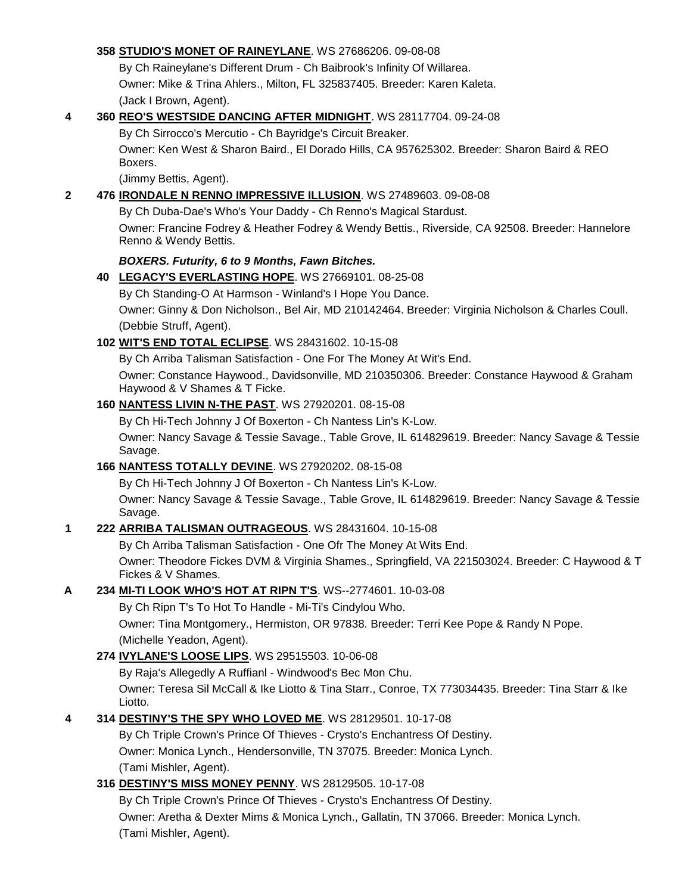**358 STUDIO'S MONET OF RAINEYLANE**. WS 27686206. 09-08-08

By Ch Raineylane's Different Drum - Ch Baibrook's Infinity Of Willarea.

Owner: Mike & Trina Ahlers., Milton, FL 325837405. Breeder: Karen Kaleta.

(Jack I Brown, Agent).

4 **360 REO'S WESTSIDE DANCING AFTER MIDNIGHT**. WS 28117704. 09-24-08

By Ch Sirrocco's Mercutio - Ch Bayridge's Circuit Breaker.

Owner: Ken West & Sharon Baird., El Dorado Hills, CA 957625302. Breeder: Sharon Baird & REO Boxers.

(Jimmy Bettis, Agent).

2 **476 IRONDALE N RENNO IMPRESSIVE ILLUSION**. WS 27489603. 09-08-08

By Ch Duba-Dae's Who's Your Daddy - Ch Renno's Magical Stardust.

Owner: Francine Fodrey & Heather Fodrey & Wendy Bettis., Riverside, CA 92508. Breeder: Hannelore Renno & Wendy Bettis.

***BOXERS. Futurity, 6 to 9 Months, Fawn Bitches.***

**40 LEGACY'S EVERLASTING HOPE**. WS 27669101. 08-25-08

By Ch Standing-O At Harmson - Winland's I Hope You Dance.

Owner: Ginny & Don Nicholson., Bel Air, MD 210142464. Breeder: Virginia Nicholson & Charles Coull.

(Debbie Struff, Agent).

**102 WIT'S END TOTAL ECLIPSE**. WS 28431602. 10-15-08

By Ch Arriba Talisman Satisfaction - One For The Money At Wit's End.

Owner: Constance Haywood., Davidsonville, MD 210350306. Breeder: Constance Haywood & Graham Haywood & V Shames & T Ficke.

**160 NANTESS LIVIN N-THE PAST**. WS 27920201. 08-15-08

By Ch Hi-Tech Johnny J Of Boxerton - Ch Nantess Lin's K-Low.

Owner: Nancy Savage & Tessie Savage., Table Grove, IL 614829619. Breeder: Nancy Savage & Tessie Savage.

**166 NANTESS TOTALLY DEVINE**. WS 27920202. 08-15-08

By Ch Hi-Tech Johnny J Of Boxerton - Ch Nantess Lin's K-Low.

Owner: Nancy Savage & Tessie Savage., Table Grove, IL 614829619. Breeder: Nancy Savage & Tessie Savage.

1 **222 ARRIBA TALISMAN OUTRAGEOUS**. WS 28431604. 10-15-08

By Ch Arriba Talisman Satisfaction - One Ofr The Money At Wits End.

Owner: Theodore Fickes DVM & Virginia Shames., Springfield, VA 221503024. Breeder: C Haywood & T Fickes & V Shames.

A **234 MI-TI LOOK WHO'S HOT AT RIPN T'S**. WS--2774601. 10-03-08

By Ch Ripn T's To Hot To Handle - Mi-Ti's Cindylou Who.

Owner: Tina Montgomery., Hermiston, OR 97838. Breeder: Terri Kee Pope & Randy N Pope.

(Michelle Yeadon, Agent).

**274 IVYLANE'S LOOSE LIPS**. WS 29515503. 10-06-08

By Raja's Allegedly A Ruffianl - Windwood's Bec Mon Chu.

Owner: Teresa Sil McCall & Ike Liotto & Tina Starr., Conroe, TX 773034435. Breeder: Tina Starr & Ike Liotto.

4 **314 DESTINY'S THE SPY WHO LOVED ME**. WS 28129501. 10-17-08

By Ch Triple Crown's Prince Of Thieves - Crysto's Enchantress Of Destiny.

Owner: Monica Lynch., Hendersonville, TN 37075. Breeder: Monica Lynch.

(Tami Mishler, Agent).

**316 DESTINY'S MISS MONEY PENNY**. WS 28129505. 10-17-08

By Ch Triple Crown's Prince Of Thieves - Crysto's Enchantress Of Destiny.

Owner: Aretha & Dexter Mims & Monica Lynch., Gallatin, TN 37066. Breeder: Monica Lynch.

(Tami Mishler, Agent).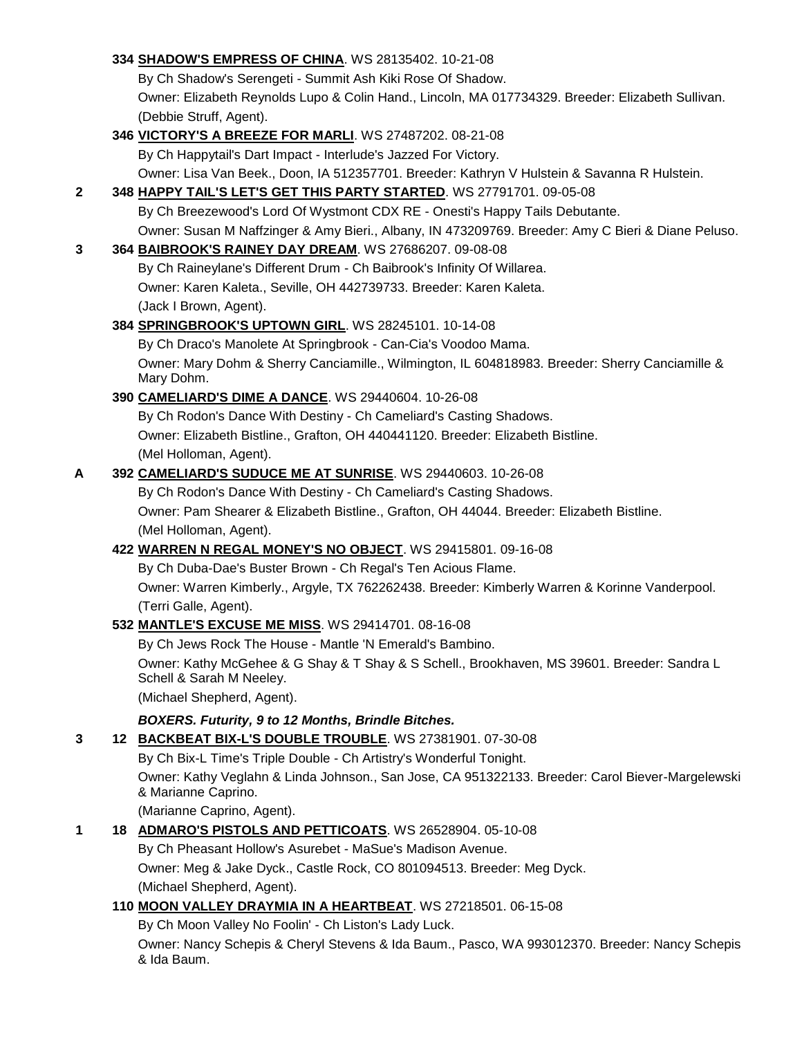334 **SHADOW'S EMPRESS OF CHINA**. WS 28135402. 10-21-08
By Ch Shadow's Serengeti - Summit Ash Kiki Rose Of Shadow.
Owner: Elizabeth Reynolds Lupo & Colin Hand., Lincoln, MA 017734329. Breeder: Elizabeth Sullivan.
(Debbie Struff, Agent).

346 **VICTORY'S A BREEZE FOR MARLI**. WS 27487202. 08-21-08
By Ch Happytail's Dart Impact - Interlude's Jazzed For Victory.
Owner: Lisa Van Beek., Doon, IA 512357701. Breeder: Kathryn V Hulstein & Savanna R Hulstein.

**2** 348 **HAPPY TAIL'S LET'S GET THIS PARTY STARTED**. WS 27791701. 09-05-08
By Ch Breezewood's Lord Of Wystmont CDX RE - Onesti's Happy Tails Debutante.
Owner: Susan M Naffzinger & Amy Bieri., Albany, IN 473209769. Breeder: Amy C Bieri & Diane Peluso.

**3** 364 **BAIBROOK'S RAINEY DAY DREAM**. WS 27686207. 09-08-08
By Ch Raineylane's Different Drum - Ch Baibrook's Infinity Of Willarea.
Owner: Karen Kaleta., Seville, OH 442739733. Breeder: Karen Kaleta.
(Jack I Brown, Agent).

384 **SPRINGBROOK'S UPTOWN GIRL**. WS 28245101. 10-14-08
By Ch Draco's Manolete At Springbrook - Can-Cia's Voodoo Mama.
Owner: Mary Dohm & Sherry Canciamille., Wilmington, IL 604818983. Breeder: Sherry Canciamille & Mary Dohm.

390 **CAMELIARD'S DIME A DANCE**. WS 29440604. 10-26-08
By Ch Rodon's Dance With Destiny - Ch Cameliard's Casting Shadows.
Owner: Elizabeth Bistline., Grafton, OH 440441120. Breeder: Elizabeth Bistline.
(Mel Holloman, Agent).

**A** 392 **CAMELIARD'S SUDUCE ME AT SUNRISE**. WS 29440603. 10-26-08
By Ch Rodon's Dance With Destiny - Ch Cameliard's Casting Shadows.
Owner: Pam Shearer & Elizabeth Bistline., Grafton, OH 44044. Breeder: Elizabeth Bistline.
(Mel Holloman, Agent).

422 **WARREN N REGAL MONEY'S NO OBJECT**. WS 29415801. 09-16-08
By Ch Duba-Dae's Buster Brown - Ch Regal's Ten Acious Flame.
Owner: Warren Kimberly., Argyle, TX 762262438. Breeder: Kimberly Warren & Korinne Vanderpool.
(Terri Galle, Agent).

532 **MANTLE'S EXCUSE ME MISS**. WS 29414701. 08-16-08
By Ch Jews Rock The House - Mantle 'N Emerald's Bambino.
Owner: Kathy McGehee & G Shay & T Shay & S Schell., Brookhaven, MS 39601. Breeder: Sandra L Schell & Sarah M Neeley.
(Michael Shepherd, Agent).

***BOXERS. Futurity, 9 to 12 Months, Brindle Bitches.***

**3** 12 **BACKBEAT BIX-L'S DOUBLE TROUBLE**. WS 27381901. 07-30-08
By Ch Bix-L Time's Triple Double - Ch Artistry's Wonderful Tonight.
Owner: Kathy Veglahn & Linda Johnson., San Jose, CA 951322133. Breeder: Carol Biever-Margelewski & Marianne Caprino.
(Marianne Caprino, Agent).

**1** 18 **ADMARO'S PISTOLS AND PETTICOATS**. WS 26528904. 05-10-08
By Ch Pheasant Hollow's Asurebet - MaSue's Madison Avenue.
Owner: Meg & Jake Dyck., Castle Rock, CO 801094513. Breeder: Meg Dyck.
(Michael Shepherd, Agent).

110 **MOON VALLEY DRAYMIA IN A HEARTBEAT**. WS 27218501. 06-15-08
By Ch Moon Valley No Foolin' - Ch Liston's Lady Luck.
Owner: Nancy Schepis & Cheryl Stevens & Ida Baum., Pasco, WA 993012370. Breeder: Nancy Schepis & Ida Baum.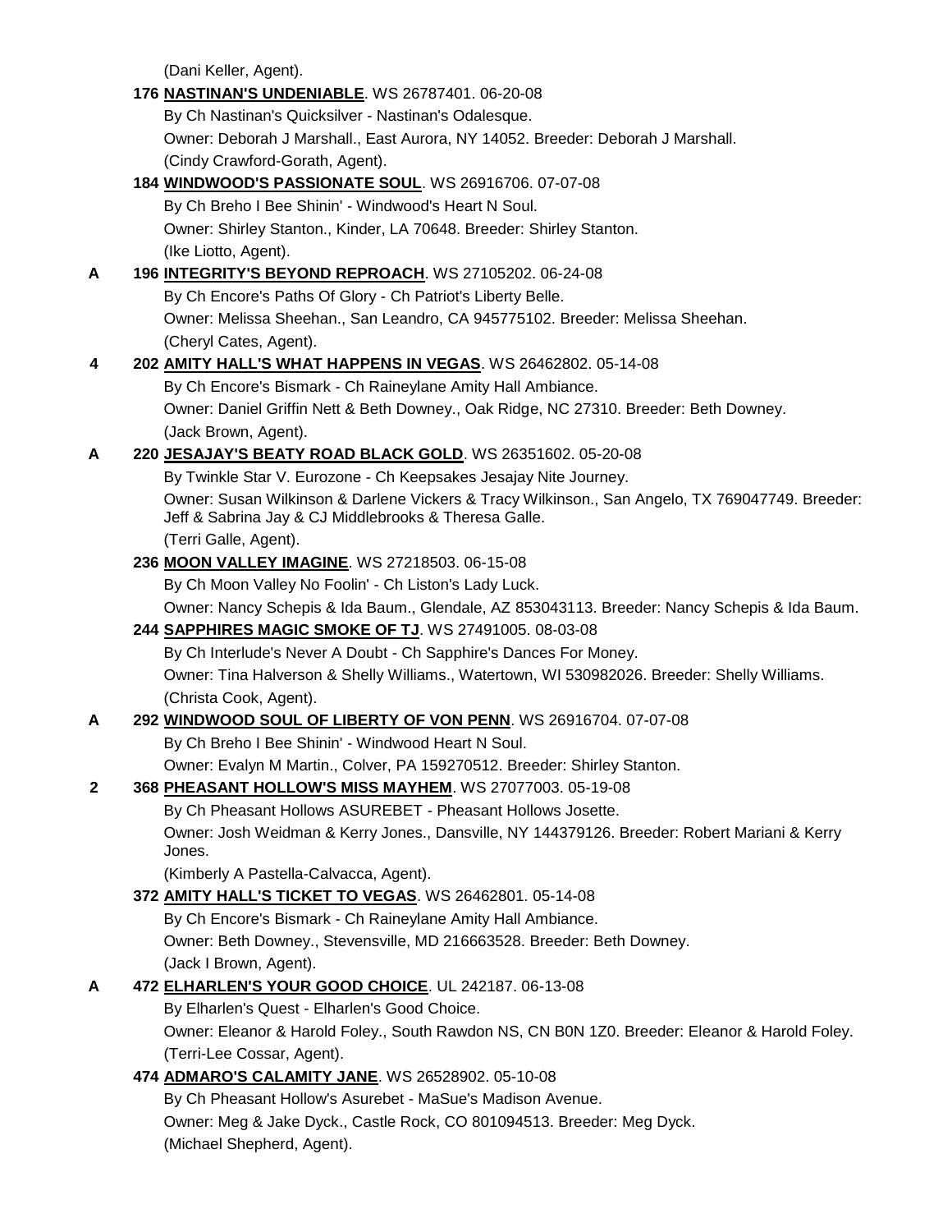(Dani Keller, Agent).

**176 NASTINAN'S UNDENIABLE**. WS 26787401. 06-20-08
By Ch Nastinan's Quicksilver - Nastinan's Odalesque.
Owner: Deborah J Marshall., East Aurora, NY 14052. Breeder: Deborah J Marshall.
(Cindy Crawford-Gorath, Agent).

**184 WINDWOOD'S PASSIONATE SOUL**. WS 26916706. 07-07-08
By Ch Breho I Bee Shinin' - Windwood's Heart N Soul.
Owner: Shirley Stanton., Kinder, LA 70648. Breeder: Shirley Stanton.
(Ike Liotto, Agent).

A **196 INTEGRITY'S BEYOND REPROACH**. WS 27105202. 06-24-08
By Ch Encore's Paths Of Glory - Ch Patriot's Liberty Belle.
Owner: Melissa Sheehan., San Leandro, CA 945775102. Breeder: Melissa Sheehan.
(Cheryl Cates, Agent).

4 **202 AMITY HALL'S WHAT HAPPENS IN VEGAS**. WS 26462802. 05-14-08
By Ch Encore's Bismark - Ch Raineylane Amity Hall Ambiance.
Owner: Daniel Griffin Nett & Beth Downey., Oak Ridge, NC 27310. Breeder: Beth Downey.
(Jack Brown, Agent).

A **220 JESAJAY'S BEATY ROAD BLACK GOLD**. WS 26351602. 05-20-08
By Twinkle Star V. Eurozone - Ch Keepsakes Jesajay Nite Journey.
Owner: Susan Wilkinson & Darlene Vickers & Tracy Wilkinson., San Angelo, TX 769047749. Breeder: Jeff & Sabrina Jay & CJ Middlebrooks & Theresa Galle.
(Terri Galle, Agent).

**236 MOON VALLEY IMAGINE**. WS 27218503. 06-15-08
By Ch Moon Valley No Foolin' - Ch Liston's Lady Luck.
Owner: Nancy Schepis & Ida Baum., Glendale, AZ 853043113. Breeder: Nancy Schepis & Ida Baum.

**244 SAPPHIRES MAGIC SMOKE OF TJ**. WS 27491005. 08-03-08
By Ch Interlude's Never A Doubt - Ch Sapphire's Dances For Money.
Owner: Tina Halverson & Shelly Williams., Watertown, WI 530982026. Breeder: Shelly Williams.
(Christa Cook, Agent).

A **292 WINDWOOD SOUL OF LIBERTY OF VON PENN**. WS 26916704. 07-07-08
By Ch Breho I Bee Shinin' - Windwood Heart N Soul.
Owner: Evalyn M Martin., Colver, PA 159270512. Breeder: Shirley Stanton.

2 **368 PHEASANT HOLLOW'S MISS MAYHEM**. WS 27077003. 05-19-08
By Ch Pheasant Hollows ASUREBET - Pheasant Hollows Josette.
Owner: Josh Weidman & Kerry Jones., Dansville, NY 144379126. Breeder: Robert Mariani & Kerry Jones.
(Kimberly A Pastella-Calvacca, Agent).

**372 AMITY HALL'S TICKET TO VEGAS**. WS 26462801. 05-14-08
By Ch Encore's Bismark - Ch Raineylane Amity Hall Ambiance.
Owner: Beth Downey., Stevensville, MD 216663528. Breeder: Beth Downey.
(Jack I Brown, Agent).

A **472 ELHARLEN'S YOUR GOOD CHOICE**. UL 242187. 06-13-08
By Elharlen's Quest - Elharlen's Good Choice.
Owner: Eleanor & Harold Foley., South Rawdon NS, CN B0N 1Z0. Breeder: Eleanor & Harold Foley.
(Terri-Lee Cossar, Agent).

**474 ADMARO'S CALAMITY JANE**. WS 26528902. 05-10-08
By Ch Pheasant Hollow's Asurebet - MaSue's Madison Avenue.
Owner: Meg & Jake Dyck., Castle Rock, CO 801094513. Breeder: Meg Dyck.
(Michael Shepherd, Agent).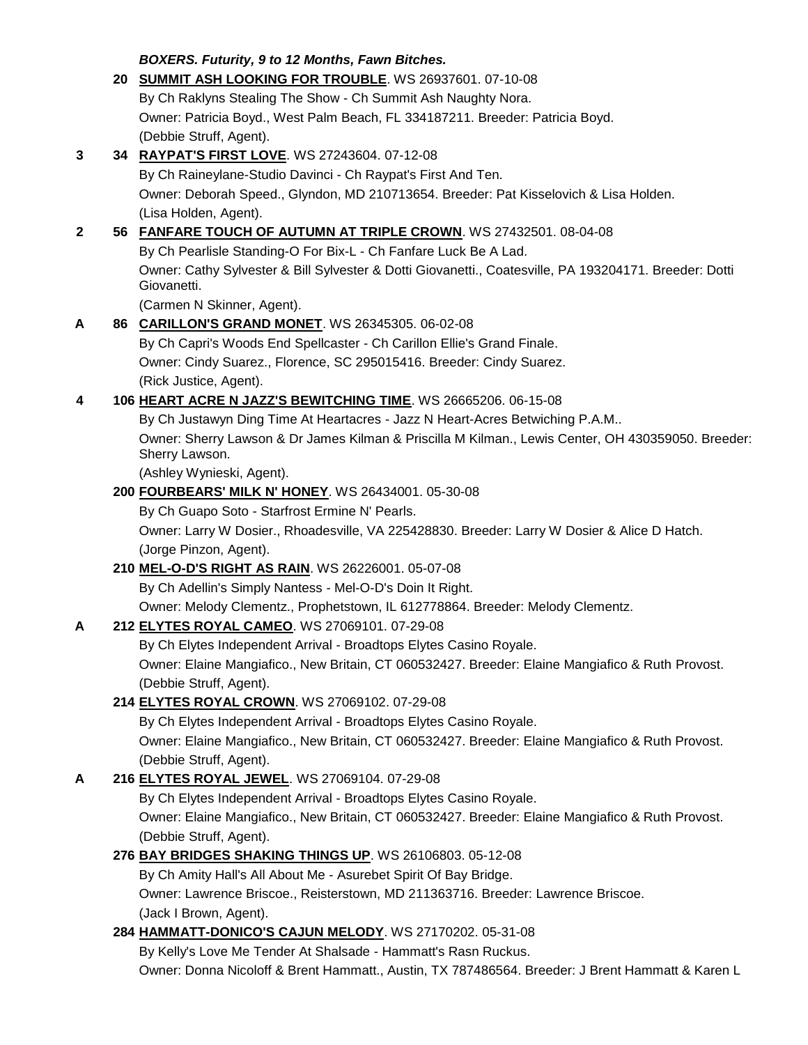***BOXERS. Futurity, 9 to 12 Months, Fawn Bitches.***

**20** **SUMMIT ASH LOOKING FOR TROUBLE**. WS 26937601. 07-10-08
By Ch Raklyns Stealing The Show - Ch Summit Ash Naughty Nora.
Owner: Patricia Boyd., West Palm Beach, FL 334187211. Breeder: Patricia Boyd.
(Debbie Struff, Agent).

**3** **34** **RAYPAT'S FIRST LOVE**. WS 27243604. 07-12-08
By Ch Raineylane-Studio Davinci - Ch Raypat's First And Ten.
Owner: Deborah Speed., Glyndon, MD 210713654. Breeder: Pat Kisselovich & Lisa Holden.
(Lisa Holden, Agent).

**2** **56** **FANFARE TOUCH OF AUTUMN AT TRIPLE CROWN**. WS 27432501. 08-04-08
By Ch Pearlisle Standing-O For Bix-L - Ch Fanfare Luck Be A Lad.
Owner: Cathy Sylvester & Bill Sylvester & Dotti Giovanetti., Coatesville, PA 193204171. Breeder: Dotti Giovanetti.
(Carmen N Skinner, Agent).

**A** **86** **CARILLON'S GRAND MONET**. WS 26345305. 06-02-08
By Ch Capri's Woods End Spellcaster - Ch Carillon Ellie's Grand Finale.
Owner: Cindy Suarez., Florence, SC 295015416. Breeder: Cindy Suarez.
(Rick Justice, Agent).

**4** **106** **HEART ACRE N JAZZ'S BEWITCHING TIME**. WS 26665206. 06-15-08
By Ch Justawyn Ding Time At Heartacres - Jazz N Heart-Acres Betwiching P.A.M..
Owner: Sherry Lawson & Dr James Kilman & Priscilla M Kilman., Lewis Center, OH 430359050. Breeder: Sherry Lawson.
(Ashley Wynieski, Agent).

**200** **FOURBEARS' MILK N' HONEY**. WS 26434001. 05-30-08
By Ch Guapo Soto - Starfrost Ermine N' Pearls.
Owner: Larry W Dosier., Rhoadesville, VA 225428830. Breeder: Larry W Dosier & Alice D Hatch.
(Jorge Pinzon, Agent).

**210** **MEL-O-D'S RIGHT AS RAIN**. WS 26226001. 05-07-08
By Ch Adellin's Simply Nantess - Mel-O-D's Doin It Right.
Owner: Melody Clementz., Prophetstown, IL 612778864. Breeder: Melody Clementz.

**A** **212** **ELYTES ROYAL CAMEO**. WS 27069101. 07-29-08
By Ch Elytes Independent Arrival - Broadtops Elytes Casino Royale.
Owner: Elaine Mangiafico., New Britain, CT 060532427. Breeder: Elaine Mangiafico & Ruth Provost.
(Debbie Struff, Agent).

**214** **ELYTES ROYAL CROWN**. WS 27069102. 07-29-08
By Ch Elytes Independent Arrival - Broadtops Elytes Casino Royale.
Owner: Elaine Mangiafico., New Britain, CT 060532427. Breeder: Elaine Mangiafico & Ruth Provost.
(Debbie Struff, Agent).

**A** **216** **ELYTES ROYAL JEWEL**. WS 27069104. 07-29-08
By Ch Elytes Independent Arrival - Broadtops Elytes Casino Royale.
Owner: Elaine Mangiafico., New Britain, CT 060532427. Breeder: Elaine Mangiafico & Ruth Provost.
(Debbie Struff, Agent).

**276** **BAY BRIDGES SHAKING THINGS UP**. WS 26106803. 05-12-08
By Ch Amity Hall's All About Me - Asurebet Spirit Of Bay Bridge.
Owner: Lawrence Briscoe., Reisterstown, MD 211363716. Breeder: Lawrence Briscoe.
(Jack I Brown, Agent).

**284** **HAMMATT-DONICO'S CAJUN MELODY**. WS 27170202. 05-31-08
By Kelly's Love Me Tender At Shalsade - Hammatt's Rasn Ruckus.
Owner: Donna Nicoloff & Brent Hammatt., Austin, TX 787486564. Breeder: J Brent Hammatt & Karen L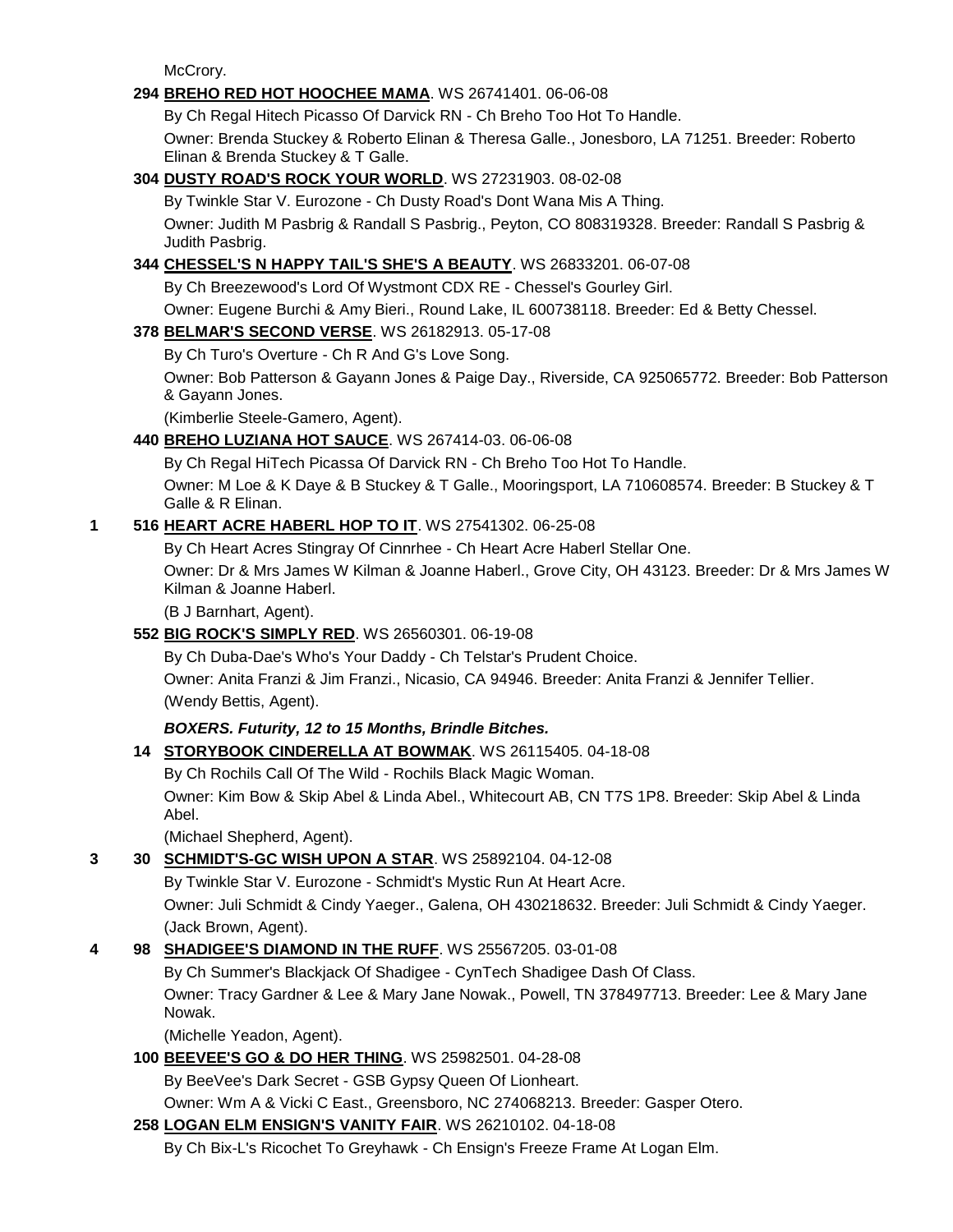McCrory.

**294 BREHO RED HOT HOOCHEE MAMA**. WS 26741401. 06-06-08

By Ch Regal Hitech Picasso Of Darvick RN - Ch Breho Too Hot To Handle.

Owner: Brenda Stuckey & Roberto Elinan & Theresa Galle., Jonesboro, LA 71251. Breeder: Roberto Elinan & Brenda Stuckey & T Galle.

**304 DUSTY ROAD'S ROCK YOUR WORLD**. WS 27231903. 08-02-08

By Twinkle Star V. Eurozone - Ch Dusty Road's Dont Wana Mis A Thing.

Owner: Judith M Pasbrig & Randall S Pasbrig., Peyton, CO 808319328. Breeder: Randall S Pasbrig & Judith Pasbrig.

**344 CHESSEL'S N HAPPY TAIL'S SHE'S A BEAUTY**. WS 26833201. 06-07-08

By Ch Breezewood's Lord Of Wystmont CDX RE - Chessel's Gourley Girl.

Owner: Eugene Burchi & Amy Bieri., Round Lake, IL 600738118. Breeder: Ed & Betty Chessel.

**378 BELMAR'S SECOND VERSE**. WS 26182913. 05-17-08

By Ch Turo's Overture - Ch R And G's Love Song.

Owner: Bob Patterson & Gayann Jones & Paige Day., Riverside, CA 925065772. Breeder: Bob Patterson & Gayann Jones.

(Kimberlie Steele-Gamero, Agent).

**440 BREHO LUZIANA HOT SAUCE**. WS 267414-03. 06-06-08

By Ch Regal HiTech Picassa Of Darvick RN - Ch Breho Too Hot To Handle.

Owner: M Loe & K Daye & B Stuckey & T Galle., Mooringsport, LA 710608574. Breeder: B Stuckey & T Galle & R Elinan.

1 **516 HEART ACRE HABERL HOP TO IT**. WS 27541302. 06-25-08

By Ch Heart Acres Stingray Of Cinnrhee - Ch Heart Acre Haberl Stellar One.

Owner: Dr & Mrs James W Kilman & Joanne Haberl., Grove City, OH 43123. Breeder: Dr & Mrs James W Kilman & Joanne Haberl.

(B J Barnhart, Agent).

**552 BIG ROCK'S SIMPLY RED**. WS 26560301. 06-19-08

By Ch Duba-Dae's Who's Your Daddy - Ch Telstar's Prudent Choice.

Owner: Anita Franzi & Jim Franzi., Nicasio, CA 94946. Breeder: Anita Franzi & Jennifer Tellier.

(Wendy Bettis, Agent).

***BOXERS. Futurity, 12 to 15 Months, Brindle Bitches.***

**14 STORYBOOK CINDERELLA AT BOWMAK**. WS 26115405. 04-18-08

By Ch Rochils Call Of The Wild - Rochils Black Magic Woman.

Owner: Kim Bow & Skip Abel & Linda Abel., Whitecourt AB, CN T7S 1P8. Breeder: Skip Abel & Linda Abel.

(Michael Shepherd, Agent).

3 **30 SCHMIDT'S-GC WISH UPON A STAR**. WS 25892104. 04-12-08

By Twinkle Star V. Eurozone - Schmidt's Mystic Run At Heart Acre.

Owner: Juli Schmidt & Cindy Yaeger., Galena, OH 430218632. Breeder: Juli Schmidt & Cindy Yaeger.

(Jack Brown, Agent).

4 **98 SHADIGEE'S DIAMOND IN THE RUFF**. WS 25567205. 03-01-08

By Ch Summer's Blackjack Of Shadigee - CynTech Shadigee Dash Of Class.

Owner: Tracy Gardner & Lee & Mary Jane Nowak., Powell, TN 378497713. Breeder: Lee & Mary Jane Nowak.

(Michelle Yeadon, Agent).

**100 BEEVEE'S GO & DO HER THING**. WS 25982501. 04-28-08

By BeeVee's Dark Secret - GSB Gypsy Queen Of Lionheart.

Owner: Wm A & Vicki C East., Greensboro, NC 274068213. Breeder: Gasper Otero.

**258 LOGAN ELM ENSIGN'S VANITY FAIR**. WS 26210102. 04-18-08

By Ch Bix-L's Ricochet To Greyhawk - Ch Ensign's Freeze Frame At Logan Elm.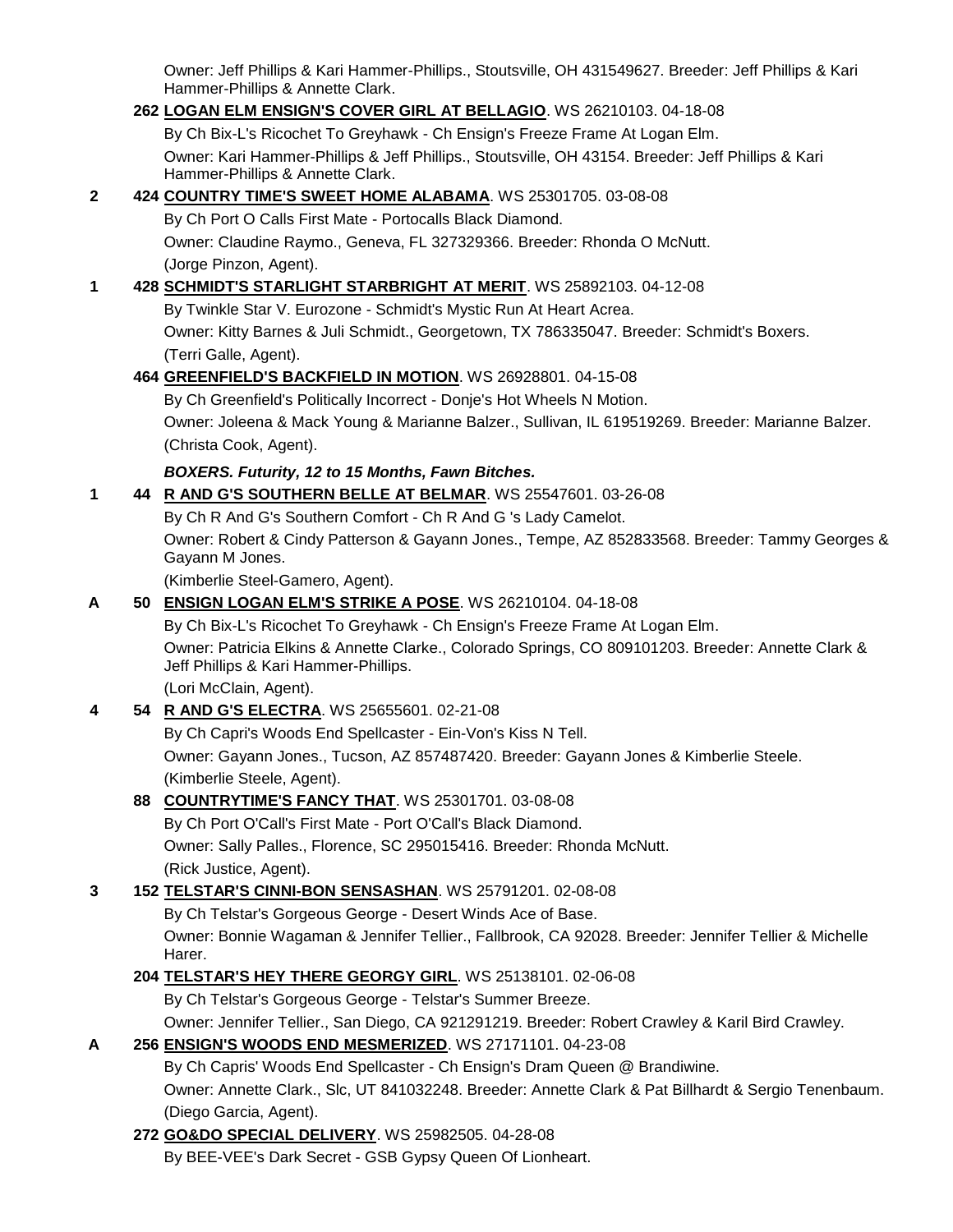Owner: Jeff Phillips & Kari Hammer-Phillips., Stoutsville, OH 431549627. Breeder: Jeff Phillips & Kari Hammer-Phillips & Annette Clark.

262 **LOGAN ELM ENSIGN'S COVER GIRL AT BELLAGIO**. WS 26210103. 04-18-08

By Ch Bix-L's Ricochet To Greyhawk - Ch Ensign's Freeze Frame At Logan Elm.

Owner: Kari Hammer-Phillips & Jeff Phillips., Stoutsville, OH 43154. Breeder: Jeff Phillips & Kari Hammer-Phillips & Annette Clark.

**2** 424 **COUNTRY TIME'S SWEET HOME ALABAMA**. WS 25301705. 03-08-08

By Ch Port O Calls First Mate - Portocalls Black Diamond.

Owner: Claudine Raymo., Geneva, FL 327329366. Breeder: Rhonda O McNutt.

(Jorge Pinzon, Agent).

**1** 428 **SCHMIDT'S STARLIGHT STARBRIGHT AT MERIT**. WS 25892103. 04-12-08

By Twinkle Star V. Eurozone - Schmidt's Mystic Run At Heart Acrea.

Owner: Kitty Barnes & Juli Schmidt., Georgetown, TX 786335047. Breeder: Schmidt's Boxers.

(Terri Galle, Agent).

464 **GREENFIELD'S BACKFIELD IN MOTION**. WS 26928801. 04-15-08

By Ch Greenfield's Politically Incorrect - Donje's Hot Wheels N Motion.

Owner: Joleena & Mack Young & Marianne Balzer., Sullivan, IL 619519269. Breeder: Marianne Balzer.

(Christa Cook, Agent).

***BOXERS. Futurity, 12 to 15 Months, Fawn Bitches.***

**1** 44 **R AND G'S SOUTHERN BELLE AT BELMAR**. WS 25547601. 03-26-08

By Ch R And G's Southern Comfort - Ch R And G 's Lady Camelot.

Owner: Robert & Cindy Patterson & Gayann Jones., Tempe, AZ 852833568. Breeder: Tammy Georges & Gayann M Jones.

(Kimberlie Steel-Gamero, Agent).

**A** 50 **ENSIGN LOGAN ELM'S STRIKE A POSE**. WS 26210104. 04-18-08

By Ch Bix-L's Ricochet To Greyhawk - Ch Ensign's Freeze Frame At Logan Elm.

Owner: Patricia Elkins & Annette Clarke., Colorado Springs, CO 809101203. Breeder: Annette Clark & Jeff Phillips & Kari Hammer-Phillips.

(Lori McClain, Agent).

**4** 54 **R AND G'S ELECTRA**. WS 25655601. 02-21-08

By Ch Capri's Woods End Spellcaster - Ein-Von's Kiss N Tell.

Owner: Gayann Jones., Tucson, AZ 857487420. Breeder: Gayann Jones & Kimberlie Steele.

(Kimberlie Steele, Agent).

88 **COUNTRYTIME'S FANCY THAT**. WS 25301701. 03-08-08

By Ch Port O'Call's First Mate - Port O'Call's Black Diamond.

Owner: Sally Palles., Florence, SC 295015416. Breeder: Rhonda McNutt.

(Rick Justice, Agent).

**3** 152 **TELSTAR'S CINNI-BON SENSASHAN**. WS 25791201. 02-08-08

By Ch Telstar's Gorgeous George - Desert Winds Ace of Base.

Owner: Bonnie Wagaman & Jennifer Tellier., Fallbrook, CA 92028. Breeder: Jennifer Tellier & Michelle Harer.

204 **TELSTAR'S HEY THERE GEORGY GIRL**. WS 25138101. 02-06-08

By Ch Telstar's Gorgeous George - Telstar's Summer Breeze.

Owner: Jennifer Tellier., San Diego, CA 921291219. Breeder: Robert Crawley & Karil Bird Crawley.

**A** 256 **ENSIGN'S WOODS END MESMERIZED**. WS 27171101. 04-23-08

By Ch Capris' Woods End Spellcaster - Ch Ensign's Dram Queen @ Brandiwine.

Owner: Annette Clark., Slc, UT 841032248. Breeder: Annette Clark & Pat Billhardt & Sergio Tenenbaum.

(Diego Garcia, Agent).

272 **GO&DO SPECIAL DELIVERY**. WS 25982505. 04-28-08

By BEE-VEE's Dark Secret - GSB Gypsy Queen Of Lionheart.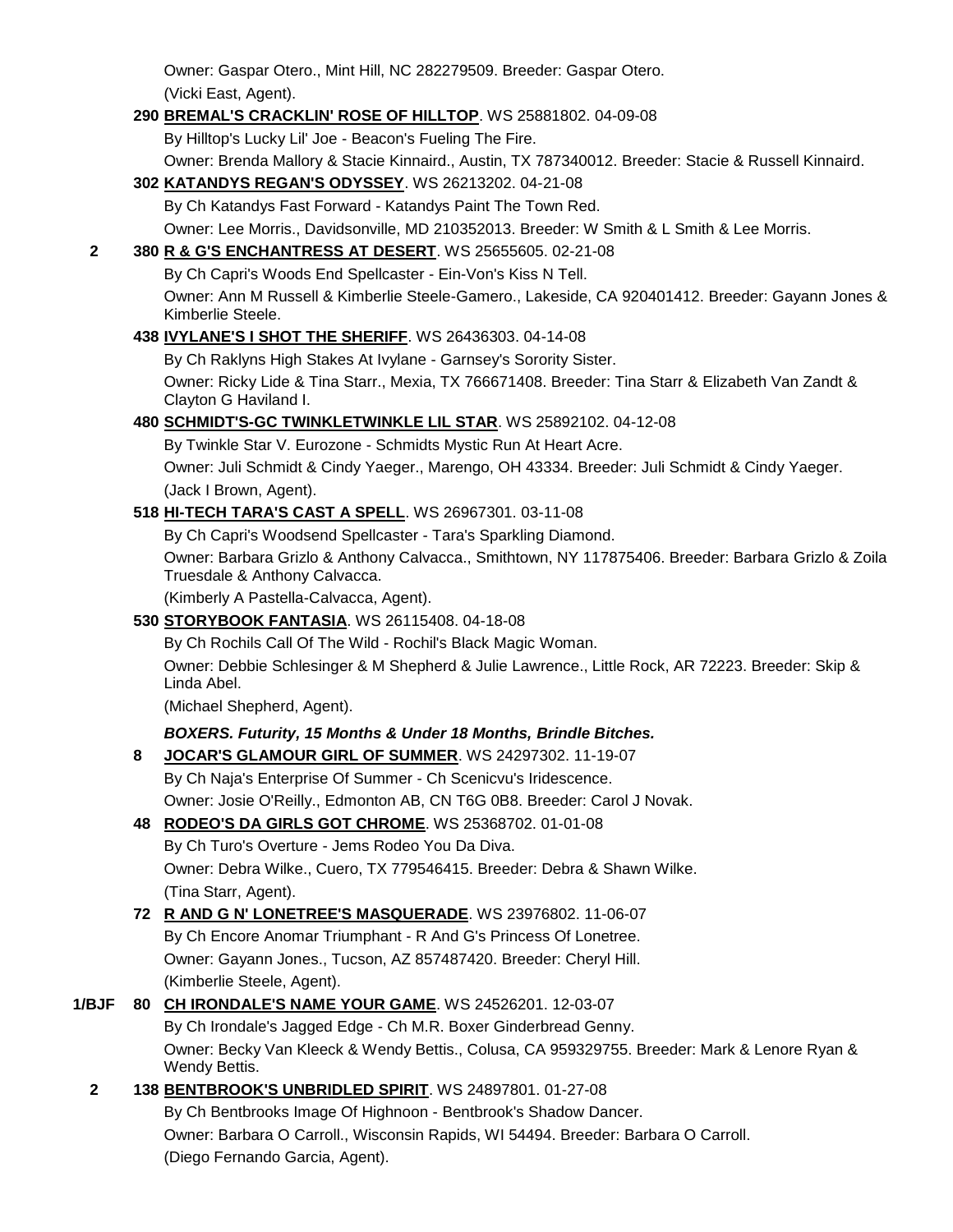Owner: Gaspar Otero., Mint Hill, NC 282279509. Breeder: Gaspar Otero.
(Vicki East, Agent).

**290 BREMAL'S CRACKLIN' ROSE OF HILLTOP**. WS 25881802. 04-09-08
By Hilltop's Lucky Lil' Joe - Beacon's Fueling The Fire.
Owner: Brenda Mallory & Stacie Kinnaird., Austin, TX 787340012. Breeder: Stacie & Russell Kinnaird.

**302 KATANDYS REGAN'S ODYSSEY**. WS 26213202. 04-21-08
By Ch Katandys Fast Forward - Katandys Paint The Town Red.
Owner: Lee Morris., Davidsonville, MD 210352013. Breeder: W Smith & L Smith & Lee Morris.

**2** **380 R & G'S ENCHANTRESS AT DESERT**. WS 25655605. 02-21-08
By Ch Capri's Woods End Spellcaster - Ein-Von's Kiss N Tell.
Owner: Ann M Russell & Kimberlie Steele-Gamero., Lakeside, CA 920401412. Breeder: Gayann Jones & Kimberlie Steele.

**438 IVYLANE'S I SHOT THE SHERIFF**. WS 26436303. 04-14-08
By Ch Raklyns High Stakes At Ivylane - Garnsey's Sorority Sister.
Owner: Ricky Lide & Tina Starr., Mexia, TX 766671408. Breeder: Tina Starr & Elizabeth Van Zandt & Clayton G Haviland I.

**480 SCHMIDT'S-GC TWINKLETWINKLE LIL STAR**. WS 25892102. 04-12-08
By Twinkle Star V. Eurozone - Schmidts Mystic Run At Heart Acre.
Owner: Juli Schmidt & Cindy Yaeger., Marengo, OH 43334. Breeder: Juli Schmidt & Cindy Yaeger.
(Jack I Brown, Agent).

**518 HI-TECH TARA'S CAST A SPELL**. WS 26967301. 03-11-08
By Ch Capri's Woodsend Spellcaster - Tara's Sparkling Diamond.
Owner: Barbara Grizlo & Anthony Calvacca., Smithtown, NY 117875406. Breeder: Barbara Grizlo & Zoila Truesdale & Anthony Calvacca.
(Kimberly A Pastella-Calvacca, Agent).

**530 STORYBOOK FANTASIA**. WS 26115408. 04-18-08
By Ch Rochils Call Of The Wild - Rochil's Black Magic Woman.
Owner: Debbie Schlesinger & M Shepherd & Julie Lawrence., Little Rock, AR 72223. Breeder: Skip & Linda Abel.
(Michael Shepherd, Agent).

***BOXERS. Futurity, 15 Months & Under 18 Months, Brindle Bitches.***

**8 JOCAR'S GLAMOUR GIRL OF SUMMER**. WS 24297302. 11-19-07
By Ch Naja's Enterprise Of Summer - Ch Scenicvu's Iridescence.
Owner: Josie O'Reilly., Edmonton AB, CN T6G 0B8. Breeder: Carol J Novak.

**48 RODEO'S DA GIRLS GOT CHROME**. WS 25368702. 01-01-08
By Ch Turo's Overture - Jems Rodeo You Da Diva.
Owner: Debra Wilke., Cuero, TX 779546415. Breeder: Debra & Shawn Wilke.
(Tina Starr, Agent).

**72 R AND G N' LONETREE'S MASQUERADE**. WS 23976802. 11-06-07
By Ch Encore Anomar Triumphant - R And G's Princess Of Lonetree.
Owner: Gayann Jones., Tucson, AZ 857487420. Breeder: Cheryl Hill.
(Kimberlie Steele, Agent).

**1/BJF** **80 CH IRONDALE'S NAME YOUR GAME**. WS 24526201. 12-03-07
By Ch Irondale's Jagged Edge - Ch M.R. Boxer Ginderbread Genny.
Owner: Becky Van Kleeck & Wendy Bettis., Colusa, CA 959329755. Breeder: Mark & Lenore Ryan & Wendy Bettis.

**2** **138 BENTBROOK'S UNBRIDLED SPIRIT**. WS 24897801. 01-27-08
By Ch Bentbrooks Image Of Highnoon - Bentbrook's Shadow Dancer.
Owner: Barbara O Carroll., Wisconsin Rapids, WI 54494. Breeder: Barbara O Carroll.
(Diego Fernando Garcia, Agent).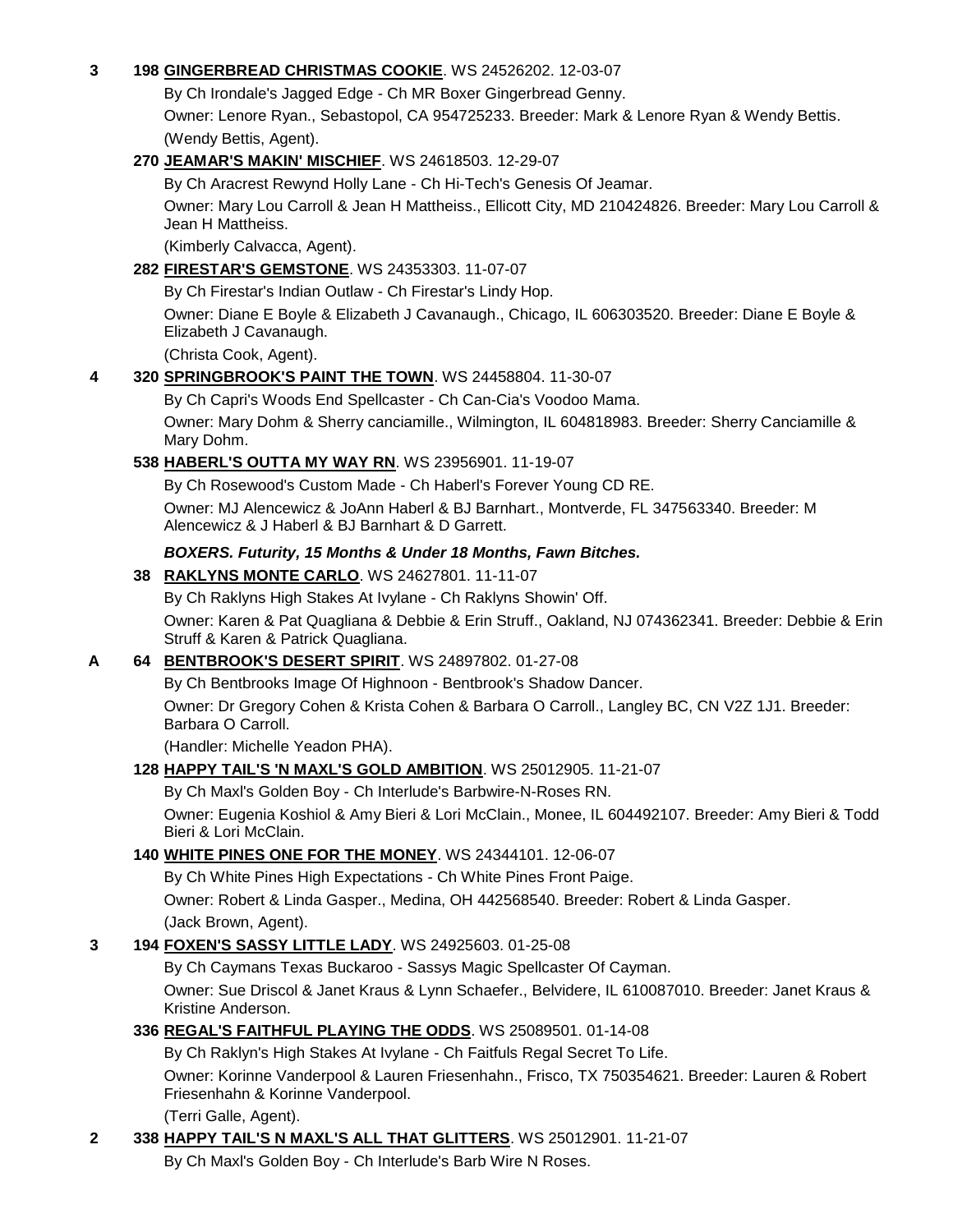**3** **198 GINGERBREAD CHRISTMAS COOKIE**. WS 24526202. 12-03-07

By Ch Irondale's Jagged Edge - Ch MR Boxer Gingerbread Genny.

Owner: Lenore Ryan., Sebastopol, CA 954725233. Breeder: Mark & Lenore Ryan & Wendy Bettis.

(Wendy Bettis, Agent).

**270 JEAMAR'S MAKIN' MISCHIEF**. WS 24618503. 12-29-07

By Ch Aracrest Rewynd Holly Lane - Ch Hi-Tech's Genesis Of Jeamar.

Owner: Mary Lou Carroll & Jean H Mattheiss., Ellicott City, MD 210424826. Breeder: Mary Lou Carroll & Jean H Mattheiss.

(Kimberly Calvacca, Agent).

**282 FIRESTAR'S GEMSTONE**. WS 24353303. 11-07-07

By Ch Firestar's Indian Outlaw - Ch Firestar's Lindy Hop.

Owner: Diane E Boyle & Elizabeth J Cavanaugh., Chicago, IL 606303520. Breeder: Diane E Boyle & Elizabeth J Cavanaugh.

(Christa Cook, Agent).

**4** **320 SPRINGBROOK'S PAINT THE TOWN**. WS 24458804. 11-30-07

By Ch Capri's Woods End Spellcaster - Ch Can-Cia's Voodoo Mama.

Owner: Mary Dohm & Sherry canciamille., Wilmington, IL 604818983. Breeder: Sherry Canciamille & Mary Dohm.

**538 HABERL'S OUTTA MY WAY RN**. WS 23956901. 11-19-07

By Ch Rosewood's Custom Made - Ch Haberl's Forever Young CD RE.

Owner: MJ Alencewicz & JoAnn Haberl & BJ Barnhart., Montverde, FL 347563340. Breeder: M Alencewicz & J Haberl & BJ Barnhart & D Garrett.

***BOXERS. Futurity, 15 Months & Under 18 Months, Fawn Bitches.***

**38 RAKLYNS MONTE CARLO**. WS 24627801. 11-11-07

By Ch Raklyns High Stakes At Ivylane - Ch Raklyns Showin' Off.

Owner: Karen & Pat Quagliana & Debbie & Erin Struff., Oakland, NJ 074362341. Breeder: Debbie & Erin Struff & Karen & Patrick Quagliana.

**A** **64 BENTBROOK'S DESERT SPIRIT**. WS 24897802. 01-27-08

By Ch Bentbrooks Image Of Highnoon - Bentbrook's Shadow Dancer.

Owner: Dr Gregory Cohen & Krista Cohen & Barbara O Carroll., Langley BC, CN V2Z 1J1. Breeder: Barbara O Carroll.

(Handler: Michelle Yeadon PHA).

**128 HAPPY TAIL'S 'N MAXL'S GOLD AMBITION**. WS 25012905. 11-21-07

By Ch Maxl's Golden Boy - Ch Interlude's Barbwire-N-Roses RN.

Owner: Eugenia Koshiol & Amy Bieri & Lori McClain., Monee, IL 604492107. Breeder: Amy Bieri & Todd Bieri & Lori McClain.

**140 WHITE PINES ONE FOR THE MONEY**. WS 24344101. 12-06-07

By Ch White Pines High Expectations - Ch White Pines Front Paige.

Owner: Robert & Linda Gasper., Medina, OH 442568540. Breeder: Robert & Linda Gasper.

(Jack Brown, Agent).

**3** **194 FOXEN'S SASSY LITTLE LADY**. WS 24925603. 01-25-08

By Ch Caymans Texas Buckaroo - Sassys Magic Spellcaster Of Cayman.

Owner: Sue Driscol & Janet Kraus & Lynn Schaefer., Belvidere, IL 610087010. Breeder: Janet Kraus & Kristine Anderson.

**336 REGAL'S FAITHFUL PLAYING THE ODDS**. WS 25089501. 01-14-08

By Ch Raklyn's High Stakes At Ivylane - Ch Faitfuls Regal Secret To Life.

Owner: Korinne Vanderpool & Lauren Friesenhahn., Frisco, TX 750354621. Breeder: Lauren & Robert Friesenhahn & Korinne Vanderpool.

(Terri Galle, Agent).

**2** **338 HAPPY TAIL'S N MAXL'S ALL THAT GLITTERS**. WS 25012901. 11-21-07

By Ch Maxl's Golden Boy - Ch Interlude's Barb Wire N Roses.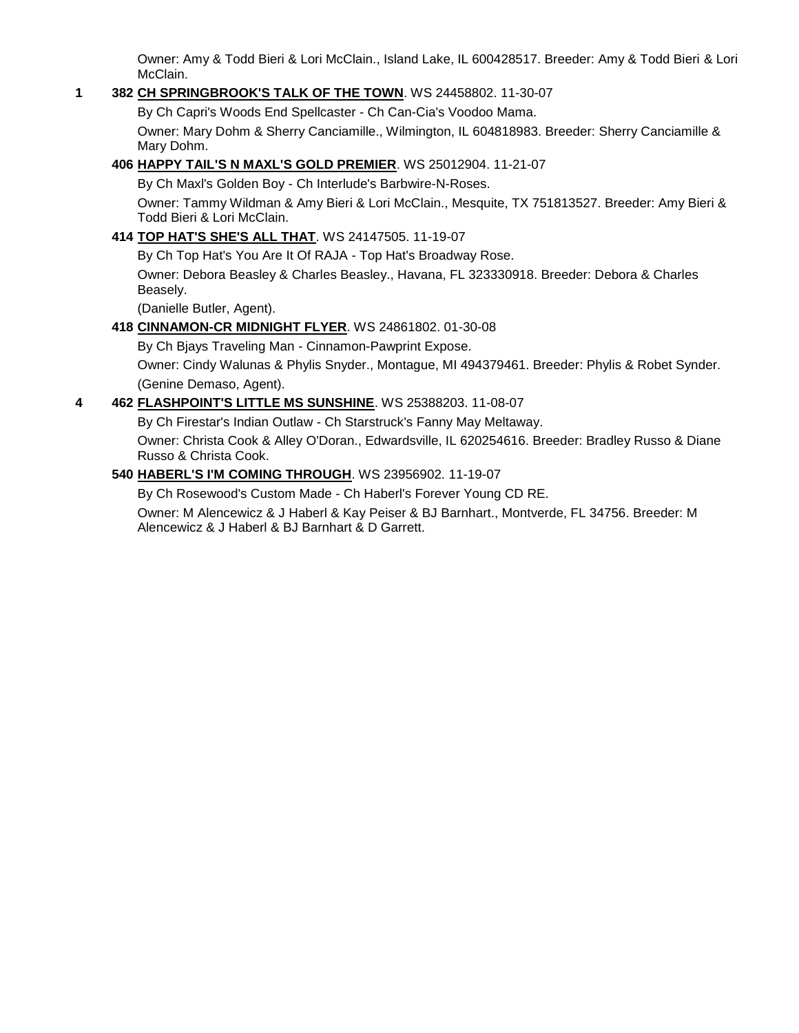Owner: Amy & Todd Bieri & Lori McClain., Island Lake, IL 600428517. Breeder: Amy & Todd Bieri & Lori McClain.

**1** **382 CH SPRINGBROOK'S TALK OF THE TOWN**. WS 24458802. 11-30-07

By Ch Capri's Woods End Spellcaster - Ch Can-Cia's Voodoo Mama.

Owner: Mary Dohm & Sherry Canciamille., Wilmington, IL 604818983. Breeder: Sherry Canciamille & Mary Dohm.

**406 HAPPY TAIL'S N MAXL'S GOLD PREMIER**. WS 25012904. 11-21-07

By Ch Maxl's Golden Boy - Ch Interlude's Barbwire-N-Roses.

Owner: Tammy Wildman & Amy Bieri & Lori McClain., Mesquite, TX 751813527. Breeder: Amy Bieri & Todd Bieri & Lori McClain.

**414 TOP HAT'S SHE'S ALL THAT**. WS 24147505. 11-19-07

By Ch Top Hat's You Are It Of RAJA - Top Hat's Broadway Rose.

Owner: Debora Beasley & Charles Beasley., Havana, FL 323330918. Breeder: Debora & Charles Beasely.

(Danielle Butler, Agent).

**418 CINNAMON-CR MIDNIGHT FLYER**. WS 24861802. 01-30-08

By Ch Bjays Traveling Man - Cinnamon-Pawprint Expose.

Owner: Cindy Walunas & Phylis Snyder., Montague, MI 494379461. Breeder: Phylis & Robet Synder.

(Genine Demaso, Agent).

**4** **462 FLASHPOINT'S LITTLE MS SUNSHINE**. WS 25388203. 11-08-07

By Ch Firestar's Indian Outlaw - Ch Starstruck's Fanny May Meltaway.

Owner: Christa Cook & Alley O'Doran., Edwardsville, IL 620254616. Breeder: Bradley Russo & Diane Russo & Christa Cook.

**540 HABERL'S I'M COMING THROUGH**. WS 23956902. 11-19-07

By Ch Rosewood's Custom Made - Ch Haberl's Forever Young CD RE.

Owner: M Alencewicz & J Haberl & Kay Peiser & BJ Barnhart., Montverde, FL 34756. Breeder: M Alencewicz & J Haberl & BJ Barnhart & D Garrett.